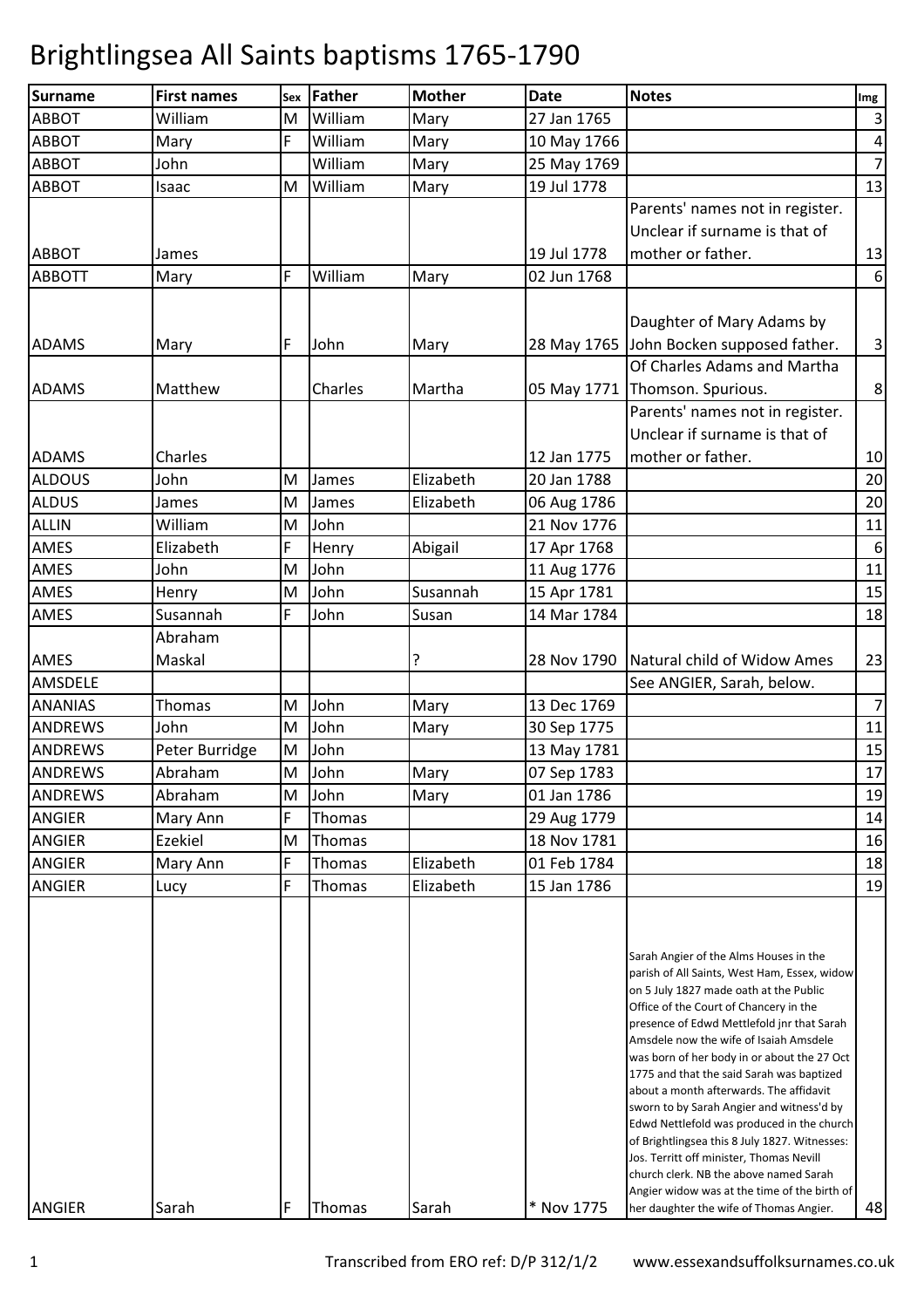# Brightlingsea All Saints baptisms 1765-1790

| Surname | First names | Sex | Father | Mother | Date | Notes | Img |
|---|---|---|---|---|---|---|---|
| ABBOT | William | M | William | Mary | 27 Jan 1765 | | 3 |
| ABBOT | Mary | F | William | Mary | 10 May 1766 | | 4 |
| ABBOT | John | | William | Mary | 25 May 1769 | | 7 |
| ABBOT | Isaac | M | William | Mary | 19 Jul 1778 | | 13 |
| ABBOT | James | | | | 19 Jul 1778 | Parents' names not in register. Unclear if surname is that of mother or father. | 13 |
| ABBOTT | Mary | F | William | Mary | 02 Jun 1768 | | 6 |
| ADAMS | Mary | F | John | Mary | 28 May 1765 | Daughter of Mary Adams by John Bocken supposed father. | 3 |
| ADAMS | Matthew | | Charles | Martha | 05 May 1771 | Of Charles Adams and Martha Thomson. Spurious. | 8 |
| ADAMS | Charles | | | | 12 Jan 1775 | Parents' names not in register. Unclear if surname is that of mother or father. | 10 |
| ALDOUS | John | M | James | Elizabeth | 20 Jan 1788 | | 20 |
| ALDUS | James | M | James | Elizabeth | 06 Aug 1786 | | 20 |
| ALLIN | William | M | John | | 21 Nov 1776 | | 11 |
| AMES | Elizabeth | F | Henry | Abigail | 17 Apr 1768 | | 6 |
| AMES | John | M | John | | 11 Aug 1776 | | 11 |
| AMES | Henry | M | John | Susannah | 15 Apr 1781 | | 15 |
| AMES | Susannah | F | John | Susan | 14 Mar 1784 | | 18 |
| AMES | Abraham Maskal | | | ? | 28 Nov 1790 | Natural child of Widow Ames | 23 |
| AMSDELE | | | | | | See ANGIER, Sarah, below. | |
| ANANIAS | Thomas | M | John | Mary | 13 Dec 1769 | | 7 |
| ANDREWS | John | M | John | Mary | 30 Sep 1775 | | 11 |
| ANDREWS | Peter Burridge | M | John | | 13 May 1781 | | 15 |
| ANDREWS | Abraham | M | John | Mary | 07 Sep 1783 | | 17 |
| ANDREWS | Abraham | M | John | Mary | 01 Jan 1786 | | 19 |
| ANGIER | Mary Ann | F | Thomas | | 29 Aug 1779 | | 14 |
| ANGIER | Ezekiel | M | Thomas | | 18 Nov 1781 | | 16 |
| ANGIER | Mary Ann | F | Thomas | Elizabeth | 01 Feb 1784 | | 18 |
| ANGIER | Lucy | F | Thomas | Elizabeth | 15 Jan 1786 | | 19 |
| ANGIER | Sarah | F | Thomas | Sarah | * Nov 1775 | Sarah Angier of the Alms Houses in the parish of All Saints, West Ham, Essex, widow on 5 July 1827 made oath at the Public Office of the Court of Chancery in the presence of Edwd Mettlefold jnr that Sarah Amsdele now the wife of Isaiah Amsdele was born of her body in or about the 27 Oct 1775 and that the said Sarah was baptized about a month afterwards. The affidavit sworn to by Sarah Angier and witness'd by Edwd Nettlefold was produced in the church of Brightlingsea this 8 July 1827. Witnesses: Jos. Territt off minister, Thomas Nevill church clerk. NB the above named Sarah Angier widow was at the time of the birth of her daughter the wife of Thomas Angier. | 48 |

Transcribed from ERO ref: D/P 312/1/2 www.essexandsuffolksurnames.co.uk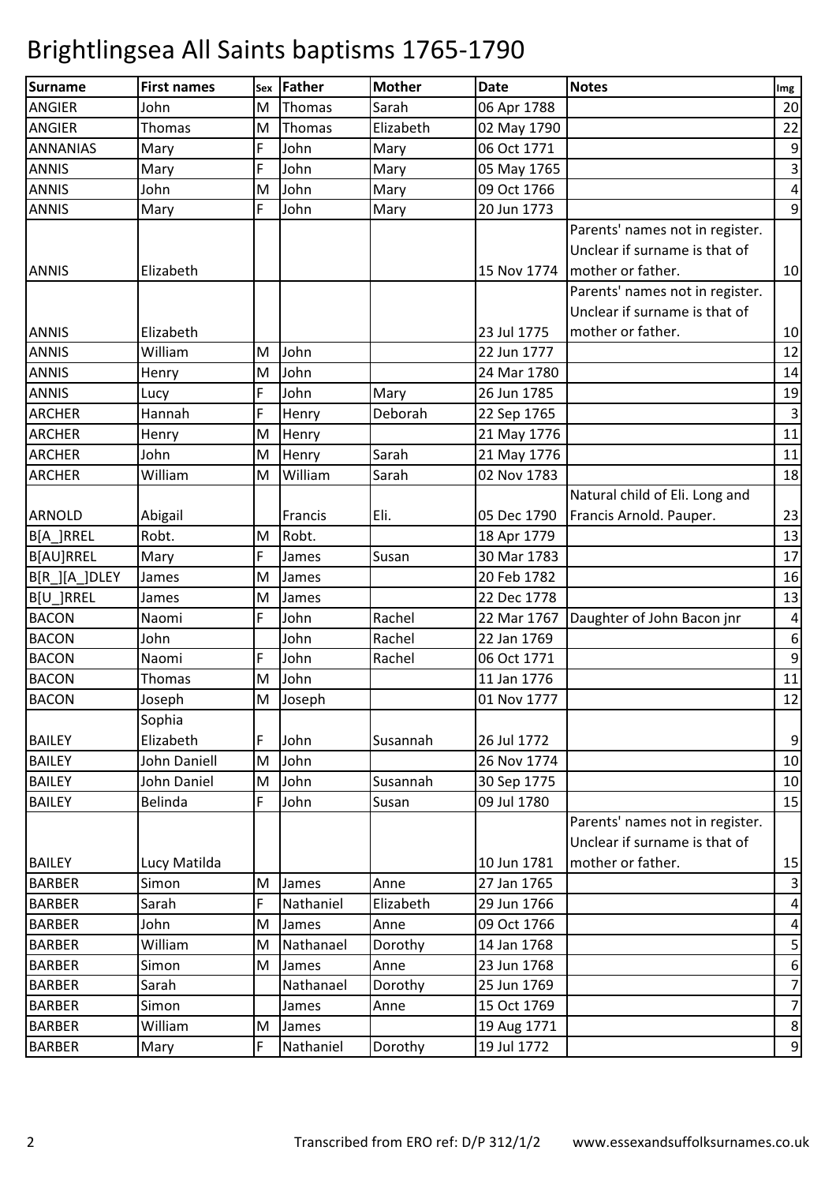# Brightlingsea All Saints baptisms 1765-1790

| Surname | First names | Sex | Father | Mother | Date | Notes | Img |
|---|---|---|---|---|---|---|---|
| ANGIER | John | M | Thomas | Sarah | 06 Apr 1788 | | 20 |
| ANGIER | Thomas | M | Thomas | Elizabeth | 02 May 1790 | | 22 |
| ANNANIAS | Mary | F | John | Mary | 06 Oct 1771 | | 9 |
| ANNIS | Mary | F | John | Mary | 05 May 1765 | | 3 |
| ANNIS | John | M | John | Mary | 09 Oct 1766 | | 4 |
| ANNIS | Mary | F | John | Mary | 20 Jun 1773 | | 9 |
| ANNIS | Elizabeth | | | | 15 Nov 1774 | Parents' names not in register. Unclear if surname is that of mother or father. | 10 |
| ANNIS | Elizabeth | | | | 23 Jul 1775 | Parents' names not in register. Unclear if surname is that of mother or father. | 10 |
| ANNIS | William | M | John | | 22 Jun 1777 | | 12 |
| ANNIS | Henry | M | John | | 24 Mar 1780 | | 14 |
| ANNIS | Lucy | F | John | Mary | 26 Jun 1785 | | 19 |
| ARCHER | Hannah | F | Henry | Deborah | 22 Sep 1765 | | 3 |
| ARCHER | Henry | M | Henry | | 21 May 1776 | | 11 |
| ARCHER | John | M | Henry | Sarah | 21 May 1776 | | 11 |
| ARCHER | William | M | William | Sarah | 02 Nov 1783 | | 18 |
| ARNOLD | Abigail | | Francis | Eli. | 05 Dec 1790 | Natural child of Eli. Long and Francis Arnold. Pauper. | 23 |
| B[A_]RREL | Robt. | M | Robt. | | 18 Apr 1779 | | 13 |
| B[AU]RREL | Mary | F | James | Susan | 30 Mar 1783 | | 17 |
| B[R_][A_]DLEY | James | M | James | | 20 Feb 1782 | | 16 |
| B[U_]RREL | James | M | James | | 22 Dec 1778 | | 13 |
| BACON | Naomi | F | John | Rachel | 22 Mar 1767 | Daughter of John Bacon jnr | 4 |
| BACON | John | | John | Rachel | 22 Jan 1769 | | 6 |
| BACON | Naomi | F | John | Rachel | 06 Oct 1771 | | 9 |
| BACON | Thomas | M | John | | 11 Jan 1776 | | 11 |
| BACON | Joseph | M | Joseph | | 01 Nov 1777 | | 12 |
| BAILEY | Sophia Elizabeth | F | John | Susannah | 26 Jul 1772 | | 9 |
| BAILEY | John Daniell | M | John | | 26 Nov 1774 | | 10 |
| BAILEY | John Daniel | M | John | Susannah | 30 Sep 1775 | | 10 |
| BAILEY | Belinda | F | John | Susan | 09 Jul 1780 | | 15 |
| BAILEY | Lucy Matilda | | | | 10 Jun 1781 | Parents' names not in register. Unclear if surname is that of mother or father. | 15 |
| BARBER | Simon | M | James | Anne | 27 Jan 1765 | | 3 |
| BARBER | Sarah | F | Nathaniel | Elizabeth | 29 Jun 1766 | | 4 |
| BARBER | John | M | James | Anne | 09 Oct 1766 | | 4 |
| BARBER | William | M | Nathanael | Dorothy | 14 Jan 1768 | | 5 |
| BARBER | Simon | M | James | Anne | 23 Jun 1768 | | 6 |
| BARBER | Sarah | | Nathanael | Dorothy | 25 Jun 1769 | | 7 |
| BARBER | Simon | | James | Anne | 15 Oct 1769 | | 7 |
| BARBER | William | M | James | | 19 Aug 1771 | | 8 |
| BARBER | Mary | F | Nathaniel | Dorothy | 19 Jul 1772 | | 9 |

Transcribed from ERO ref: D/P 312/1/2 www.essexandsuffolksurnames.co.uk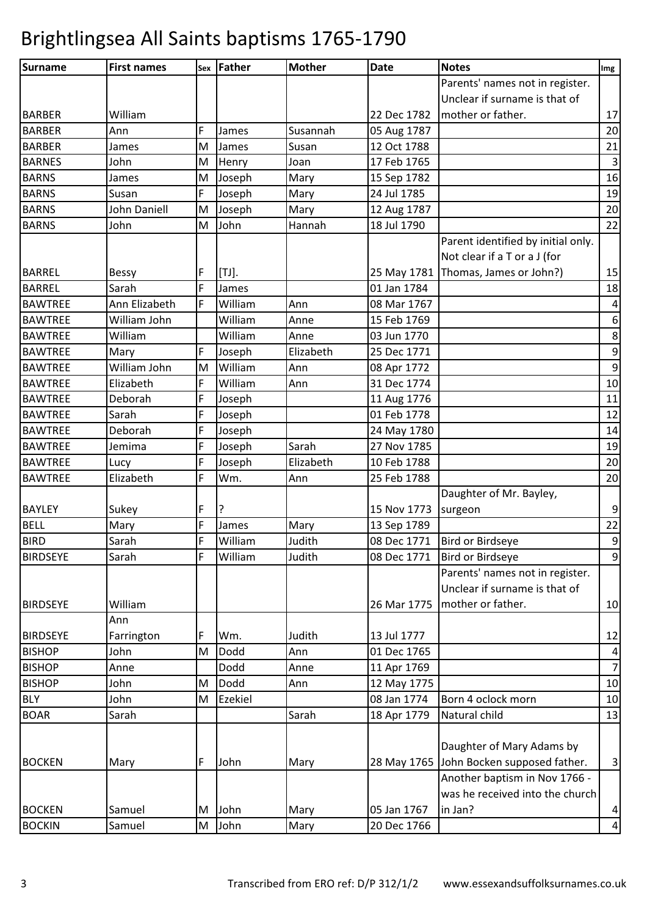# Brightlingsea All Saints baptisms 1765-1790

| Surname | First names | Sex | Father | Mother | Date | Notes | Img |
|---|---|---|---|---|---|---|---|
| BARBER | William | | | | 22 Dec 1782 | Parents' names not in register. Unclear if surname is that of mother or father. | 17 |
| BARBER | Ann | F | James | Susannah | 05 Aug 1787 | | 20 |
| BARBER | James | M | James | Susan | 12 Oct 1788 | | 21 |
| BARNES | John | M | Henry | Joan | 17 Feb 1765 | | 3 |
| BARNS | James | M | Joseph | Mary | 15 Sep 1782 | | 16 |
| BARNS | Susan | F | Joseph | Mary | 24 Jul 1785 | | 19 |
| BARNS | John Daniell | M | Joseph | Mary | 12 Aug 1787 | | 20 |
| BARNS | John | M | John | Hannah | 18 Jul 1790 | | 22 |
| BARREL | Bessy | F | [TJ]. | | 25 May 1781 | Parent identified by initial only. Not clear if a T or a J (for Thomas, James or John?) | 15 |
| BARREL | Sarah | F | James | | 01 Jan 1784 | | 18 |
| BAWTREE | Ann Elizabeth | F | William | Ann | 08 Mar 1767 | | 4 |
| BAWTREE | William John | | William | Anne | 15 Feb 1769 | | 6 |
| BAWTREE | William | | William | Anne | 03 Jun 1770 | | 8 |
| BAWTREE | Mary | F | Joseph | Elizabeth | 25 Dec 1771 | | 9 |
| BAWTREE | William John | M | William | Ann | 08 Apr 1772 | | 9 |
| BAWTREE | Elizabeth | F | William | Ann | 31 Dec 1774 | | 10 |
| BAWTREE | Deborah | F | Joseph | | 11 Aug 1776 | | 11 |
| BAWTREE | Sarah | F | Joseph | | 01 Feb 1778 | | 12 |
| BAWTREE | Deborah | F | Joseph | | 24 May 1780 | | 14 |
| BAWTREE | Jemima | F | Joseph | Sarah | 27 Nov 1785 | | 19 |
| BAWTREE | Lucy | F | Joseph | Elizabeth | 10 Feb 1788 | | 20 |
| BAWTREE | Elizabeth | F | Wm. | Ann | 25 Feb 1788 | | 20 |
| BAYLEY | Sukey | F | ? | | 15 Nov 1773 | Daughter of Mr. Bayley, surgeon | 9 |
| BELL | Mary | F | James | Mary | 13 Sep 1789 | | 22 |
| BIRD | Sarah | F | William | Judith | 08 Dec 1771 | Bird or Birdseye | 9 |
| BIRDSEYE | Sarah | F | William | Judith | 08 Dec 1771 | Bird or Birdseye | 9 |
| BIRDSEYE | William | | | | 26 Mar 1775 | Parents' names not in register. Unclear if surname is that of mother or father. | 10 |
| BIRDSEYE | Ann Farrington | F | Wm. | Judith | 13 Jul 1777 | | 12 |
| BISHOP | John | M | Dodd | Ann | 01 Dec 1765 | | 4 |
| BISHOP | Anne | | Dodd | Anne | 11 Apr 1769 | | 7 |
| BISHOP | John | M | Dodd | Ann | 12 May 1775 | | 10 |
| BLY | John | M | Ezekiel | | 08 Jan 1774 | Born 4 oclock morn | 10 |
| BOAR | Sarah | | | Sarah | 18 Apr 1779 | Natural child | 13 |
| BOCKEN | Mary | F | John | Mary | 28 May 1765 | Daughter of Mary Adams by John Bocken supposed father. | 3 |
| BOCKEN | Samuel | M | John | Mary | 05 Jan 1767 | Another baptism in Nov 1766 - was he received into the church in Jan? | 4 |
| BOCKIN | Samuel | M | John | Mary | 20 Dec 1766 | | 4 |

Transcribed from ERO ref: D/P 312/1/2 www.essexandsuffolksurnames.co.uk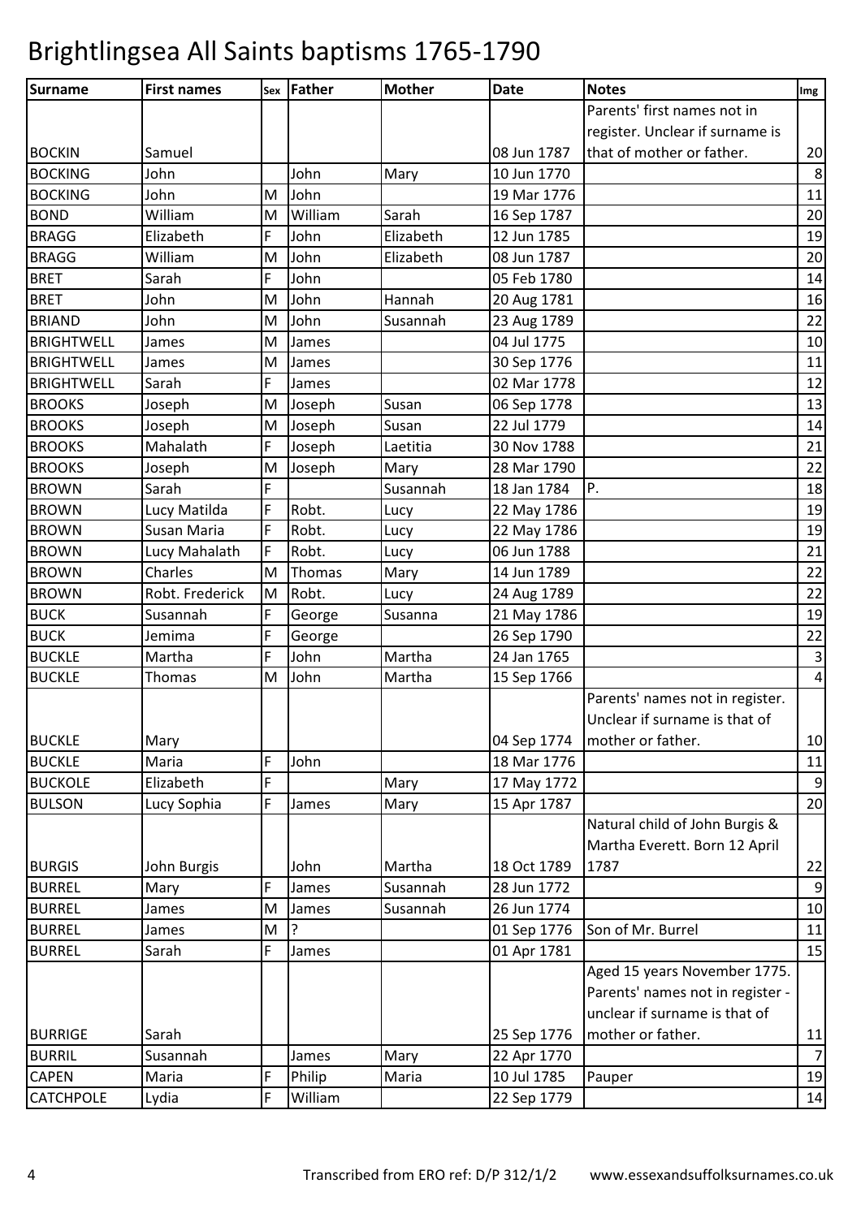# Brightlingsea All Saints baptisms 1765-1790

| Surname | First names | Sex | Father | Mother | Date | Notes | Img |
|---|---|---|---|---|---|---|---|
| BOCKIN | Samuel | | | | 08 Jun 1787 | Parents' first names not in register. Unclear if surname is that of mother or father. | 20 |
| BOCKING | John | | John | Mary | 10 Jun 1770 | | 8 |
| BOCKING | John | M | John | | 19 Mar 1776 | | 11 |
| BOND | William | M | William | Sarah | 16 Sep 1787 | | 20 |
| BRAGG | Elizabeth | F | John | Elizabeth | 12 Jun 1785 | | 19 |
| BRAGG | William | M | John | Elizabeth | 08 Jun 1787 | | 20 |
| BRET | Sarah | F | John | | 05 Feb 1780 | | 14 |
| BRET | John | M | John | Hannah | 20 Aug 1781 | | 16 |
| BRIAND | John | M | John | Susannah | 23 Aug 1789 | | 22 |
| BRIGHTWELL | James | M | James | | 04 Jul 1775 | | 10 |
| BRIGHTWELL | James | M | James | | 30 Sep 1776 | | 11 |
| BRIGHTWELL | Sarah | F | James | | 02 Mar 1778 | | 12 |
| BROOKS | Joseph | M | Joseph | Susan | 06 Sep 1778 | | 13 |
| BROOKS | Joseph | M | Joseph | Susan | 22 Jul 1779 | | 14 |
| BROOKS | Mahalath | F | Joseph | Laetitia | 30 Nov 1788 | | 21 |
| BROOKS | Joseph | M | Joseph | Mary | 28 Mar 1790 | | 22 |
| BROWN | Sarah | F | | Susannah | 18 Jan 1784 | P. | 18 |
| BROWN | Lucy Matilda | F | Robt. | Lucy | 22 May 1786 | | 19 |
| BROWN | Susan Maria | F | Robt. | Lucy | 22 May 1786 | | 19 |
| BROWN | Lucy Mahalath | F | Robt. | Lucy | 06 Jun 1788 | | 21 |
| BROWN | Charles | M | Thomas | Mary | 14 Jun 1789 | | 22 |
| BROWN | Robt. Frederick | M | Robt. | Lucy | 24 Aug 1789 | | 22 |
| BUCK | Susannah | F | George | Susanna | 21 May 1786 | | 19 |
| BUCK | Jemima | F | George | | 26 Sep 1790 | | 22 |
| BUCKLE | Martha | F | John | Martha | 24 Jan 1765 | | 3 |
| BUCKLE | Thomas | M | John | Martha | 15 Sep 1766 | | 4 |
| BUCKLE | Mary | | | | 04 Sep 1774 | Parents' names not in register. Unclear if surname is that of mother or father. | 10 |
| BUCKLE | Maria | F | John | | 18 Mar 1776 | | 11 |
| BUCKOLE | Elizabeth | F | | Mary | 17 May 1772 | | 9 |
| BULSON | Lucy Sophia | F | James | Mary | 15 Apr 1787 | | 20 |
| BURGIS | John Burgis | | John | Martha | 18 Oct 1789 | Natural child of John Burgis & Martha Everett. Born 12 April 1787 | 22 |
| BURREL | Mary | F | James | Susannah | 28 Jun 1772 | | 9 |
| BURREL | James | M | James | Susannah | 26 Jun 1774 | | 10 |
| BURREL | James | M | ? | | 01 Sep 1776 | Son of Mr. Burrel | 11 |
| BURREL | Sarah | F | James | | 01 Apr 1781 | | 15 |
| BURRIGE | Sarah | | | | 25 Sep 1776 | Aged 15 years November 1775. Parents' names not in register - unclear if surname is that of mother or father. | 11 |
| BURRIL | Susannah | | James | Mary | 22 Apr 1770 | | 7 |
| CAPEN | Maria | F | Philip | Maria | 10 Jul 1785 | Pauper | 19 |
| CATCHPOLE | Lydia | F | William | | 22 Sep 1779 | | 14 |

Transcribed from ERO ref: D/P 312/1/2 www.essexandsuffolksurnames.co.uk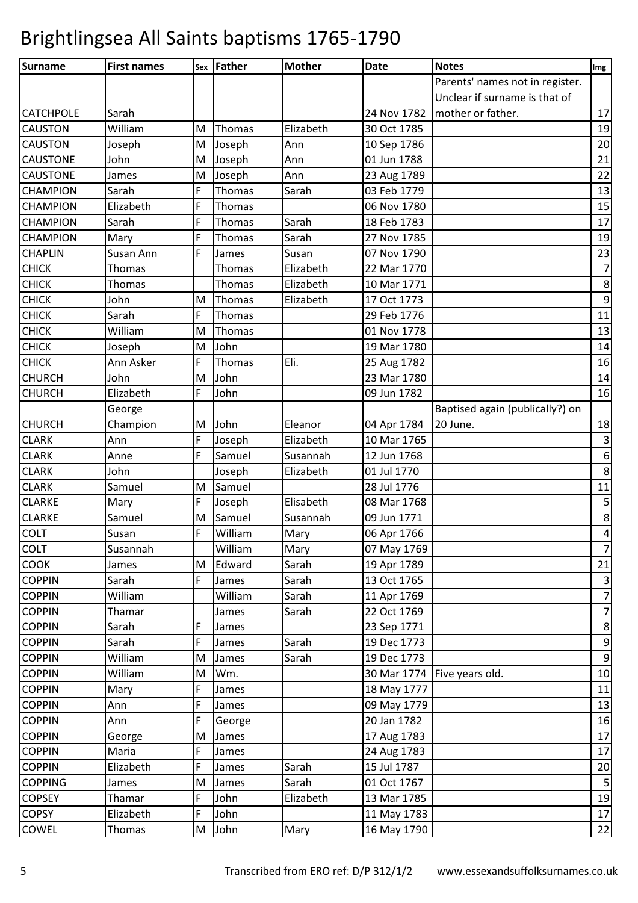# Brightlingsea All Saints baptisms 1765-1790

| Surname | First names | Sex | Father | Mother | Date | Notes | Img |
|---|---|---|---|---|---|---|---|
| CATCHPOLE | Sarah | | | | 24 Nov 1782 | Parents' names not in register. Unclear if surname is that of mother or father. | 17 |
| CAUSTON | William | M | Thomas | Elizabeth | 30 Oct 1785 | | 19 |
| CAUSTON | Joseph | M | Joseph | Ann | 10 Sep 1786 | | 20 |
| CAUSTONE | John | M | Joseph | Ann | 01 Jun 1788 | | 21 |
| CAUSTONE | James | M | Joseph | Ann | 23 Aug 1789 | | 22 |
| CHAMPION | Sarah | F | Thomas | Sarah | 03 Feb 1779 | | 13 |
| CHAMPION | Elizabeth | F | Thomas | | 06 Nov 1780 | | 15 |
| CHAMPION | Sarah | F | Thomas | Sarah | 18 Feb 1783 | | 17 |
| CHAMPION | Mary | F | Thomas | Sarah | 27 Nov 1785 | | 19 |
| CHAPLIN | Susan Ann | F | James | Susan | 07 Nov 1790 | | 23 |
| CHICK | Thomas | | Thomas | Elizabeth | 22 Mar 1770 | | 7 |
| CHICK | Thomas | | Thomas | Elizabeth | 10 Mar 1771 | | 8 |
| CHICK | John | M | Thomas | Elizabeth | 17 Oct 1773 | | 9 |
| CHICK | Sarah | F | Thomas | | 29 Feb 1776 | | 11 |
| CHICK | William | M | Thomas | | 01 Nov 1778 | | 13 |
| CHICK | Joseph | M | John | | 19 Mar 1780 | | 14 |
| CHICK | Ann Asker | F | Thomas | Eli. | 25 Aug 1782 | | 16 |
| CHURCH | John | M | John | | 23 Mar 1780 | | 14 |
| CHURCH | Elizabeth | F | John | | 09 Jun 1782 | | 16 |
| CHURCH | George Champion | M | John | Eleanor | 04 Apr 1784 | Baptised again (publically?) on 20 June. | 18 |
| CLARK | Ann | F | Joseph | Elizabeth | 10 Mar 1765 | | 3 |
| CLARK | Anne | F | Samuel | Susannah | 12 Jun 1768 | | 6 |
| CLARK | John | | Joseph | Elizabeth | 01 Jul 1770 | | 8 |
| CLARK | Samuel | M | Samuel | | 28 Jul 1776 | | 11 |
| CLARKE | Mary | F | Joseph | Elisabeth | 08 Mar 1768 | | 5 |
| CLARKE | Samuel | M | Samuel | Susannah | 09 Jun 1771 | | 8 |
| COLT | Susan | F | William | Mary | 06 Apr 1766 | | 4 |
| COLT | Susannah | | William | Mary | 07 May 1769 | | 7 |
| COOK | James | M | Edward | Sarah | 19 Apr 1789 | | 21 |
| COPPIN | Sarah | F | James | Sarah | 13 Oct 1765 | | 3 |
| COPPIN | William | | William | Sarah | 11 Apr 1769 | | 7 |
| COPPIN | Thamar | | James | Sarah | 22 Oct 1769 | | 7 |
| COPPIN | Sarah | F | James | | 23 Sep 1771 | | 8 |
| COPPIN | Sarah | F | James | Sarah | 19 Dec 1773 | | 9 |
| COPPIN | William | M | James | Sarah | 19 Dec 1773 | | 9 |
| COPPIN | William | M | Wm. | | 30 Mar 1774 | Five years old. | 10 |
| COPPIN | Mary | F | James | | 18 May 1777 | | 11 |
| COPPIN | Ann | F | James | | 09 May 1779 | | 13 |
| COPPIN | Ann | F | George | | 20 Jan 1782 | | 16 |
| COPPIN | George | M | James | | 17 Aug 1783 | | 17 |
| COPPIN | Maria | F | James | | 24 Aug 1783 | | 17 |
| COPPIN | Elizabeth | F | James | Sarah | 15 Jul 1787 | | 20 |
| COPPING | James | M | James | Sarah | 01 Oct 1767 | | 5 |
| COPSEY | Thamar | F | John | Elizabeth | 13 Mar 1785 | | 19 |
| COPSY | Elizabeth | F | John | | 11 May 1783 | | 17 |
| COWEL | Thomas | M | John | Mary | 16 May 1790 | | 22 |

Transcribed from ERO ref: D/P 312/1/2 www.essexandsuffolksurnames.co.uk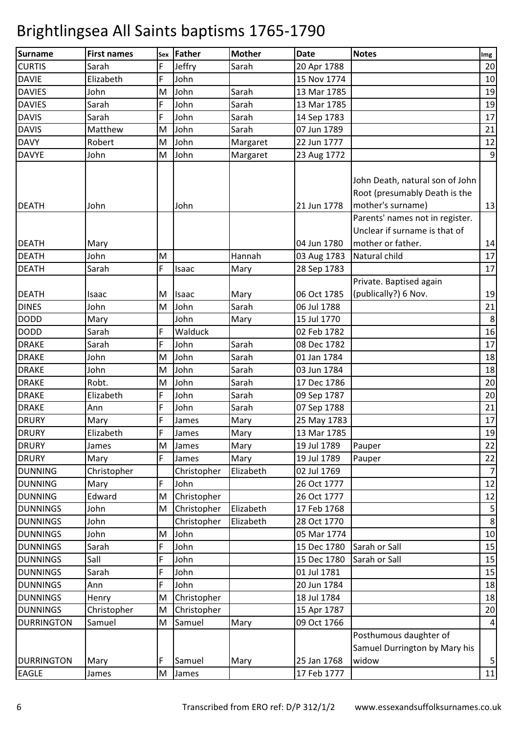# Brightlingsea All Saints baptisms 1765-1790

| Surname | First names | Sex | Father | Mother | Date | Notes | Img |
|---|---|---|---|---|---|---|---|
| CURTIS | Sarah | F | Jeffry | Sarah | 20 Apr 1788 | | 20 |
| DAVIE | Elizabeth | F | John | | 15 Nov 1774 | | 10 |
| DAVIES | John | M | John | Sarah | 13 Mar 1785 | | 19 |
| DAVIES | Sarah | F | John | Sarah | 13 Mar 1785 | | 19 |
| DAVIS | Sarah | F | John | Sarah | 14 Sep 1783 | | 17 |
| DAVIS | Matthew | M | John | Sarah | 07 Jun 1789 | | 21 |
| DAVY | Robert | M | John | Margaret | 22 Jun 1777 | | 12 |
| DAVYE | John | M | John | Margaret | 23 Aug 1772 | | 9 |
| DEATH | John | | John | | 21 Jun 1778 | John Death, natural son of John Root (presumably Death is the mother's surname) | 13 |
| DEATH | Mary | | | | 04 Jun 1780 | Parents' names not in register. Unclear if surname is that of mother or father. | 14 |
| DEATH | John | M | | Hannah | 03 Aug 1783 | Natural child | 17 |
| DEATH | Sarah | F | Isaac | Mary | 28 Sep 1783 | | 17 |
| DEATH | Isaac | M | Isaac | Mary | 06 Oct 1785 | Private. Baptised again (publically?) 6 Nov. | 19 |
| DINES | John | M | John | Sarah | 06 Jul 1788 | | 21 |
| DODD | Mary | | John | Mary | 15 Jul 1770 | | 8 |
| DODD | Sarah | F | Walduck | | 02 Feb 1782 | | 16 |
| DRAKE | Sarah | F | John | Sarah | 08 Dec 1782 | | 17 |
| DRAKE | John | M | John | Sarah | 01 Jan 1784 | | 18 |
| DRAKE | John | M | John | Sarah | 03 Jun 1784 | | 18 |
| DRAKE | Robt. | M | John | Sarah | 17 Dec 1786 | | 20 |
| DRAKE | Elizabeth | F | John | Sarah | 09 Sep 1787 | | 20 |
| DRAKE | Ann | F | John | Sarah | 07 Sep 1788 | | 21 |
| DRURY | Mary | F | James | Mary | 25 May 1783 | | 17 |
| DRURY | Elizabeth | F | James | Mary | 13 Mar 1785 | | 19 |
| DRURY | James | M | James | Mary | 19 Jul 1789 | Pauper | 22 |
| DRURY | Mary | F | James | Mary | 19 Jul 1789 | Pauper | 22 |
| DUNNING | Christopher | | Christopher | Elizabeth | 02 Jul 1769 | | 7 |
| DUNNING | Mary | F | John | | 26 Oct 1777 | | 12 |
| DUNNING | Edward | M | Christopher | | 26 Oct 1777 | | 12 |
| DUNNINGS | John | M | Christopher | Elizabeth | 17 Feb 1768 | | 5 |
| DUNNINGS | John | | Christopher | Elizabeth | 28 Oct 1770 | | 8 |
| DUNNINGS | John | M | John | | 05 Mar 1774 | | 10 |
| DUNNINGS | Sarah | F | John | | 15 Dec 1780 | Sarah or Sall | 15 |
| DUNNINGS | Sall | F | John | | 15 Dec 1780 | Sarah or Sall | 15 |
| DUNNINGS | Sarah | F | John | | 01 Jul 1781 | | 15 |
| DUNNINGS | Ann | F | John | | 20 Jun 1784 | | 18 |
| DUNNINGS | Henry | M | Christopher | | 18 Jul 1784 | | 18 |
| DUNNINGS | Christopher | M | Christopher | | 15 Apr 1787 | | 20 |
| DURRINGTON | Samuel | M | Samuel | Mary | 09 Oct 1766 | | 4 |
| DURRINGTON | Mary | F | Samuel | Mary | 25 Jan 1768 | Posthumous daughter of Samuel Durrington by Mary his widow | 5 |
| EAGLE | James | M | James | | 17 Feb 1777 | | 11 |

Transcribed from ERO ref: D/P 312/1/2 www.essexandsuffolksurnames.co.uk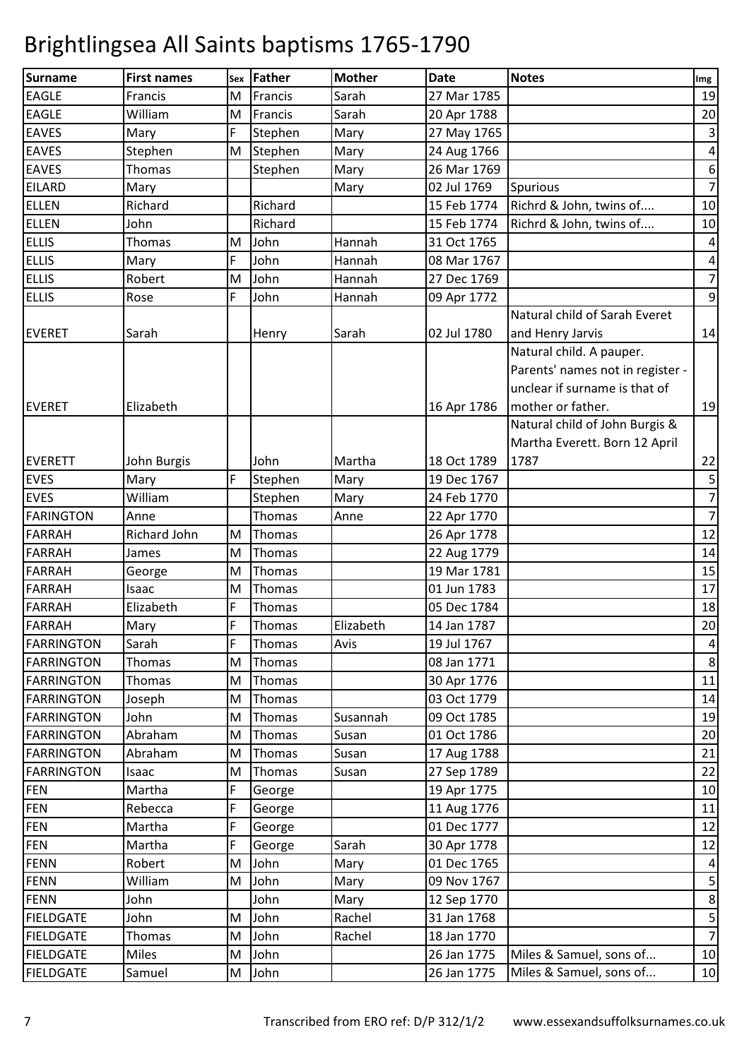# Brightlingsea All Saints baptisms 1765-1790

| Surname | First names | Sex | Father | Mother | Date | Notes | Img |
|---|---|---|---|---|---|---|---|
| EAGLE | Francis | M | Francis | Sarah | 27 Mar 1785 | | 19 |
| EAGLE | William | M | Francis | Sarah | 20 Apr 1788 | | 20 |
| EAVES | Mary | F | Stephen | Mary | 27 May 1765 | | 3 |
| EAVES | Stephen | M | Stephen | Mary | 24 Aug 1766 | | 4 |
| EAVES | Thomas | | Stephen | Mary | 26 Mar 1769 | | 6 |
| EILARD | Mary | | | Mary | 02 Jul 1769 | Spurious | 7 |
| ELLEN | Richard | | Richard | | 15 Feb 1774 | Richrd & John, twins of.... | 10 |
| ELLEN | John | | Richard | | 15 Feb 1774 | Richrd & John, twins of.... | 10 |
| ELLIS | Thomas | M | John | Hannah | 31 Oct 1765 | | 4 |
| ELLIS | Mary | F | John | Hannah | 08 Mar 1767 | | 4 |
| ELLIS | Robert | M | John | Hannah | 27 Dec 1769 | | 7 |
| ELLIS | Rose | F | John | Hannah | 09 Apr 1772 | | 9 |
| EVERET | Sarah | | Henry | Sarah | 02 Jul 1780 | Natural child of Sarah Everet and Henry Jarvis | 14 |
| EVERET | Elizabeth | | | | 16 Apr 1786 | Natural child. A pauper. Parents' names not in register - unclear if surname is that of mother or father. | 19 |
| EVERETT | John Burgis | | John | Martha | 18 Oct 1789 | Natural child of John Burgis & Martha Everett. Born 12 April 1787 | 22 |
| EVES | Mary | F | Stephen | Mary | 19 Dec 1767 | | 5 |
| EVES | William | | Stephen | Mary | 24 Feb 1770 | | 7 |
| FARINGTON | Anne | | Thomas | Anne | 22 Apr 1770 | | 7 |
| FARRAH | Richard John | M | Thomas | | 26 Apr 1778 | | 12 |
| FARRAH | James | M | Thomas | | 22 Aug 1779 | | 14 |
| FARRAH | George | M | Thomas | | 19 Mar 1781 | | 15 |
| FARRAH | Isaac | M | Thomas | | 01 Jun 1783 | | 17 |
| FARRAH | Elizabeth | F | Thomas | | 05 Dec 1784 | | 18 |
| FARRAH | Mary | F | Thomas | Elizabeth | 14 Jan 1787 | | 20 |
| FARRINGTON | Sarah | F | Thomas | Avis | 19 Jul 1767 | | 4 |
| FARRINGTON | Thomas | M | Thomas | | 08 Jan 1771 | | 8 |
| FARRINGTON | Thomas | M | Thomas | | 30 Apr 1776 | | 11 |
| FARRINGTON | Joseph | M | Thomas | | 03 Oct 1779 | | 14 |
| FARRINGTON | John | M | Thomas | Susannah | 09 Oct 1785 | | 19 |
| FARRINGTON | Abraham | M | Thomas | Susan | 01 Oct 1786 | | 20 |
| FARRINGTON | Abraham | M | Thomas | Susan | 17 Aug 1788 | | 21 |
| FARRINGTON | Isaac | M | Thomas | Susan | 27 Sep 1789 | | 22 |
| FEN | Martha | F | George | | 19 Apr 1775 | | 10 |
| FEN | Rebecca | F | George | | 11 Aug 1776 | | 11 |
| FEN | Martha | F | George | | 01 Dec 1777 | | 12 |
| FEN | Martha | F | George | Sarah | 30 Apr 1778 | | 12 |
| FENN | Robert | M | John | Mary | 01 Dec 1765 | | 4 |
| FENN | William | M | John | Mary | 09 Nov 1767 | | 5 |
| FENN | John | | John | Mary | 12 Sep 1770 | | 8 |
| FIELDGATE | John | M | John | Rachel | 31 Jan 1768 | | 5 |
| FIELDGATE | Thomas | M | John | Rachel | 18 Jan 1770 | | 7 |
| FIELDGATE | Miles | M | John | | 26 Jan 1775 | Miles & Samuel, sons of... | 10 |
| FIELDGATE | Samuel | M | John | | 26 Jan 1775 | Miles & Samuel, sons of... | 10 |

Transcribed from ERO ref: D/P 312/1/2 www.essexandsuffolksurnames.co.uk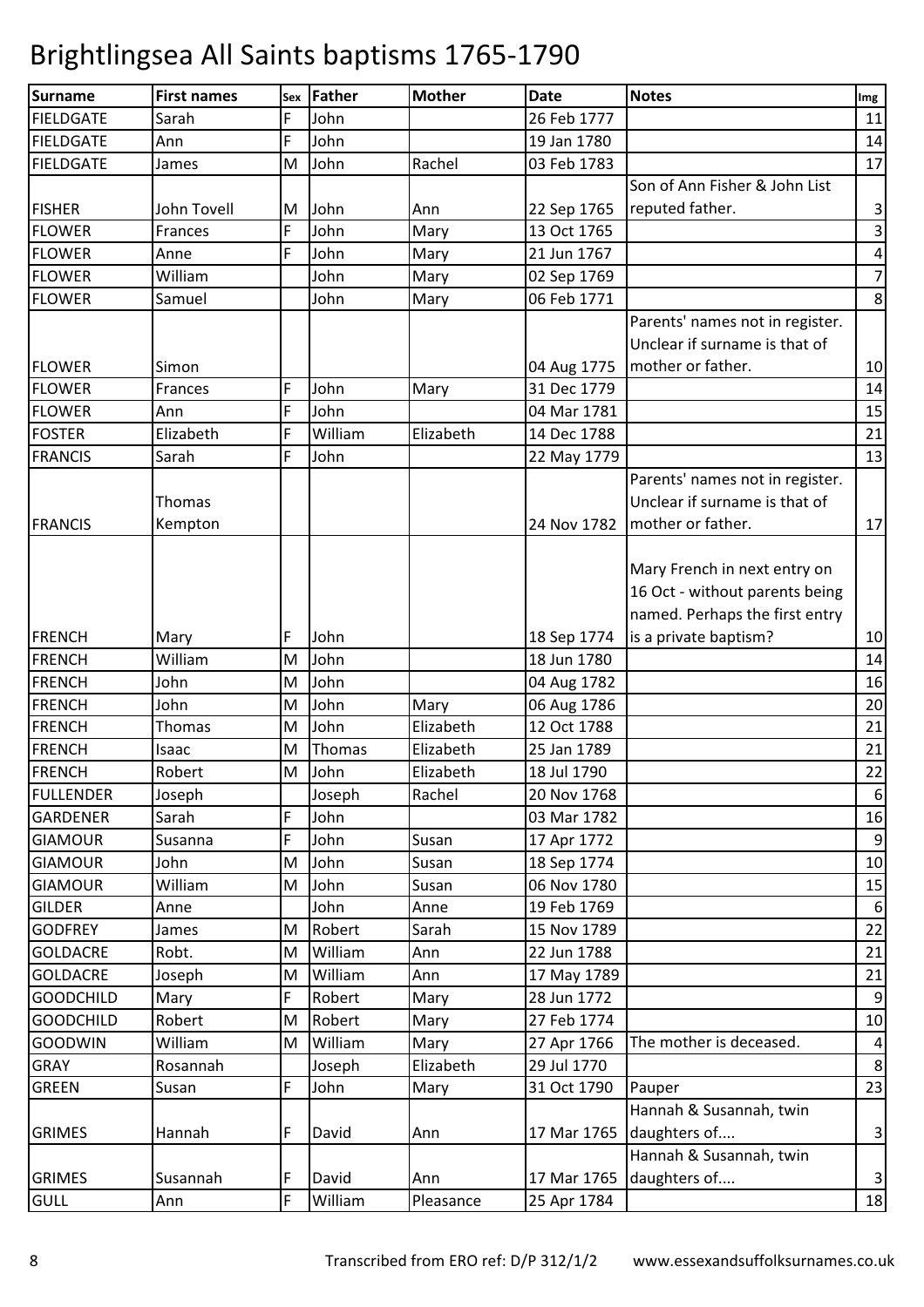# Brightlingsea All Saints baptisms 1765-1790

| Surname | First names | Sex | Father | Mother | Date | Notes | Img |
|---|---|---|---|---|---|---|---|
| FIELDGATE | Sarah | F | John | | 26 Feb 1777 | | 11 |
| FIELDGATE | Ann | F | John | | 19 Jan 1780 | | 14 |
| FIELDGATE | James | M | John | Rachel | 03 Feb 1783 | | 17 |
| FISHER | John Tovell | M | John | Ann | 22 Sep 1765 | Son of Ann Fisher & John List reputed father. | 3 |
| FLOWER | Frances | F | John | Mary | 13 Oct 1765 | | 3 |
| FLOWER | Anne | F | John | Mary | 21 Jun 1767 | | 4 |
| FLOWER | William | | John | Mary | 02 Sep 1769 | | 7 |
| FLOWER | Samuel | | John | Mary | 06 Feb 1771 | | 8 |
| FLOWER | Simon | | | | 04 Aug 1775 | Parents' names not in register. Unclear if surname is that of mother or father. | 10 |
| FLOWER | Frances | F | John | Mary | 31 Dec 1779 | | 14 |
| FLOWER | Ann | F | John | | 04 Mar 1781 | | 15 |
| FOSTER | Elizabeth | F | William | Elizabeth | 14 Dec 1788 | | 21 |
| FRANCIS | Sarah | F | John | | 22 May 1779 | | 13 |
| FRANCIS | Thomas Kempton | | | | 24 Nov 1782 | Parents' names not in register. Unclear if surname is that of mother or father. | 17 |
| FRENCH | Mary | F | John | | 18 Sep 1774 | Mary French in next entry on 16 Oct - without parents being named. Perhaps the first entry is a private baptism? | 10 |
| FRENCH | William | M | John | | 18 Jun 1780 | | 14 |
| FRENCH | John | M | John | | 04 Aug 1782 | | 16 |
| FRENCH | John | M | John | Mary | 06 Aug 1786 | | 20 |
| FRENCH | Thomas | M | John | Elizabeth | 12 Oct 1788 | | 21 |
| FRENCH | Isaac | M | Thomas | Elizabeth | 25 Jan 1789 | | 21 |
| FRENCH | Robert | M | John | Elizabeth | 18 Jul 1790 | | 22 |
| FULLENDER | Joseph | | Joseph | Rachel | 20 Nov 1768 | | 6 |
| GARDENER | Sarah | F | John | | 03 Mar 1782 | | 16 |
| GIAMOUR | Susanna | F | John | Susan | 17 Apr 1772 | | 9 |
| GIAMOUR | John | M | John | Susan | 18 Sep 1774 | | 10 |
| GIAMOUR | William | M | John | Susan | 06 Nov 1780 | | 15 |
| GILDER | Anne | | John | Anne | 19 Feb 1769 | | 6 |
| GODFREY | James | M | Robert | Sarah | 15 Nov 1789 | | 22 |
| GOLDACRE | Robt. | M | William | Ann | 22 Jun 1788 | | 21 |
| GOLDACRE | Joseph | M | William | Ann | 17 May 1789 | | 21 |
| GOODCHILD | Mary | F | Robert | Mary | 28 Jun 1772 | | 9 |
| GOODCHILD | Robert | M | Robert | Mary | 27 Feb 1774 | | 10 |
| GOODWIN | William | M | William | Mary | 27 Apr 1766 | The mother is deceased. | 4 |
| GRAY | Rosannah | | Joseph | Elizabeth | 29 Jul 1770 | | 8 |
| GREEN | Susan | F | John | Mary | 31 Oct 1790 | Pauper | 23 |
| GRIMES | Hannah | F | David | Ann | 17 Mar 1765 | Hannah & Susannah, twin daughters of.... | 3 |
| GRIMES | Susannah | F | David | Ann | 17 Mar 1765 | Hannah & Susannah, twin daughters of.... | 3 |
| GULL | Ann | F | William | Pleasance | 25 Apr 1784 | | 18 |

Transcribed from ERO ref: D/P 312/1/2 www.essexandsuffolksurnames.co.uk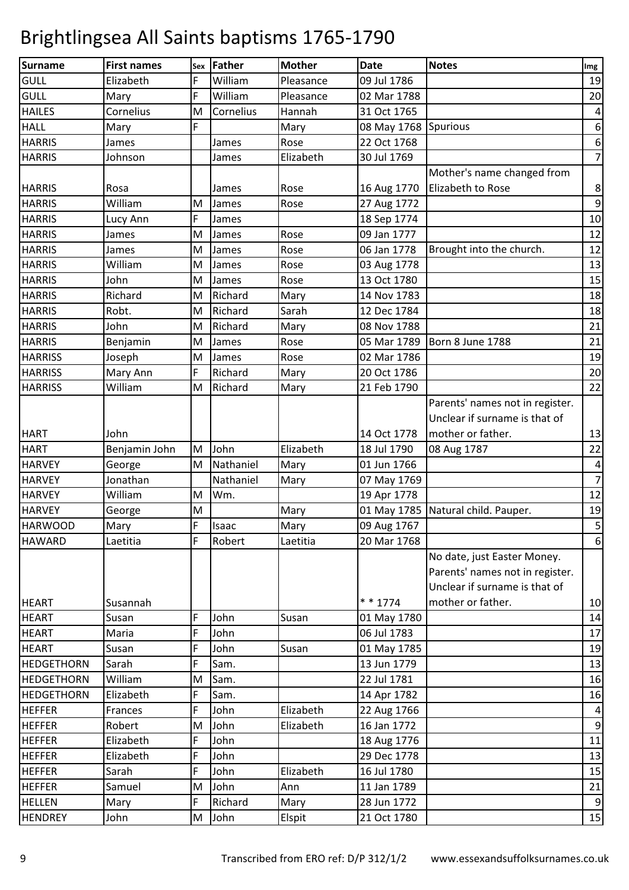# Brightlingsea All Saints baptisms 1765-1790

| Surname | First names | Sex | Father | Mother | Date | Notes | Img |
|---|---|---|---|---|---|---|---|
| GULL | Elizabeth | F | William | Pleasance | 09 Jul 1786 | | 19 |
| GULL | Mary | F | William | Pleasance | 02 Mar 1788 | | 20 |
| HAILES | Cornelius | M | Cornelius | Hannah | 31 Oct 1765 | | 4 |
| HALL | Mary | F | | Mary | 08 May 1768 | Spurious | 6 |
| HARRIS | James | | James | Rose | 22 Oct 1768 | | 6 |
| HARRIS | Johnson | | James | Elizabeth | 30 Jul 1769 | | 7 |
| HARRIS | Rosa | | James | Rose | 16 Aug 1770 | Mother's name changed from Elizabeth to Rose | 8 |
| HARRIS | William | M | James | Rose | 27 Aug 1772 | | 9 |
| HARRIS | Lucy Ann | F | James | | 18 Sep 1774 | | 10 |
| HARRIS | James | M | James | Rose | 09 Jan 1777 | | 12 |
| HARRIS | James | M | James | Rose | 06 Jan 1778 | Brought into the church. | 12 |
| HARRIS | William | M | James | Rose | 03 Aug 1778 | | 13 |
| HARRIS | John | M | James | Rose | 13 Oct 1780 | | 15 |
| HARRIS | Richard | M | Richard | Mary | 14 Nov 1783 | | 18 |
| HARRIS | Robt. | M | Richard | Sarah | 12 Dec 1784 | | 18 |
| HARRIS | John | M | Richard | Mary | 08 Nov 1788 | | 21 |
| HARRIS | Benjamin | M | James | Rose | 05 Mar 1789 | Born 8 June 1788 | 21 |
| HARRISS | Joseph | M | James | Rose | 02 Mar 1786 | | 19 |
| HARRISS | Mary Ann | F | Richard | Mary | 20 Oct 1786 | | 20 |
| HARRISS | William | M | Richard | Mary | 21 Feb 1790 | | 22 |
| HART | John | | | | 14 Oct 1778 | Parents' names not in register. Unclear if surname is that of mother or father. | 13 |
| HART | Benjamin John | M | John | Elizabeth | 18 Jul 1790 | 08 Aug 1787 | 22 |
| HARVEY | George | M | Nathaniel | Mary | 01 Jun 1766 | | 4 |
| HARVEY | Jonathan | | Nathaniel | Mary | 07 May 1769 | | 7 |
| HARVEY | William | M | Wm. | | 19 Apr 1778 | | 12 |
| HARVEY | George | M | | Mary | 01 May 1785 | Natural child. Pauper. | 19 |
| HARWOOD | Mary | F | Isaac | Mary | 09 Aug 1767 | | 5 |
| HAWARD | Laetitia | F | Robert | Laetitia | 20 Mar 1768 | | 6 |
| HEART | Susannah | | | | * * 1774 | No date, just Easter Money. Parents' names not in register. Unclear if surname is that of mother or father. | 10 |
| HEART | Susan | F | John | Susan | 01 May 1780 | | 14 |
| HEART | Maria | F | John | | 06 Jul 1783 | | 17 |
| HEART | Susan | F | John | Susan | 01 May 1785 | | 19 |
| HEDGETHORN | Sarah | F | Sam. | | 13 Jun 1779 | | 13 |
| HEDGETHORN | William | M | Sam. | | 22 Jul 1781 | | 16 |
| HEDGETHORN | Elizabeth | F | Sam. | | 14 Apr 1782 | | 16 |
| HEFFER | Frances | F | John | Elizabeth | 22 Aug 1766 | | 4 |
| HEFFER | Robert | M | John | Elizabeth | 16 Jan 1772 | | 9 |
| HEFFER | Elizabeth | F | John | | 18 Aug 1776 | | 11 |
| HEFFER | Elizabeth | F | John | | 29 Dec 1778 | | 13 |
| HEFFER | Sarah | F | John | Elizabeth | 16 Jul 1780 | | 15 |
| HEFFER | Samuel | M | John | Ann | 11 Jan 1789 | | 21 |
| HELLEN | Mary | F | Richard | Mary | 28 Jun 1772 | | 9 |
| HENDREY | John | M | John | Elspit | 21 Oct 1780 | | 15 |

Transcribed from ERO ref: D/P 312/1/2 www.essexandsuffolksurnames.co.uk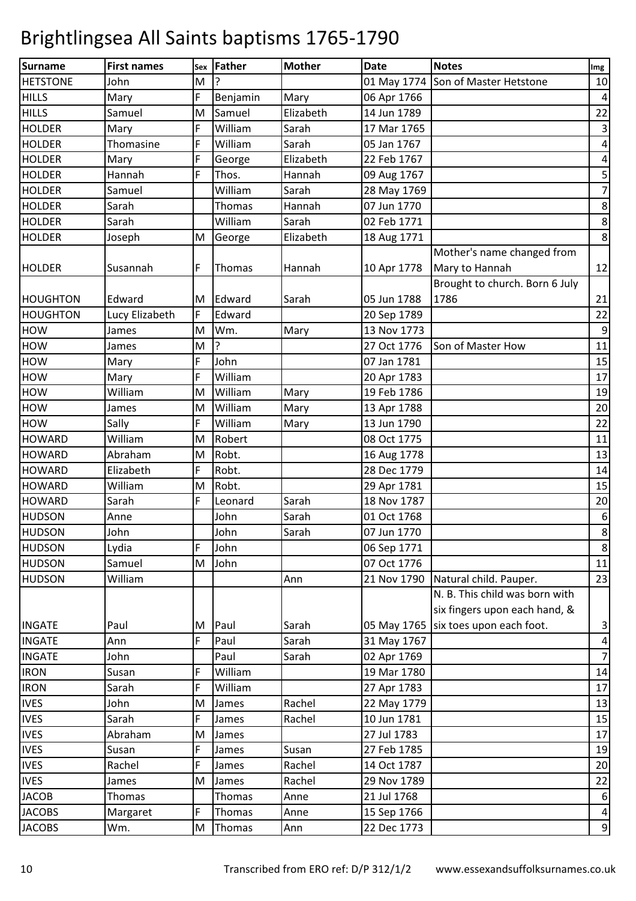# Brightlingsea All Saints baptisms 1765-1790

| Surname | First names | Sex | Father | Mother | Date | Notes | Img |
|---|---|---|---|---|---|---|---|
| HETSTONE | John | M | ? | | 01 May 1774 | Son of Master Hetstone | 10 |
| HILLS | Mary | F | Benjamin | Mary | 06 Apr 1766 | | 4 |
| HILLS | Samuel | M | Samuel | Elizabeth | 14 Jun 1789 | | 22 |
| HOLDER | Mary | F | William | Sarah | 17 Mar 1765 | | 3 |
| HOLDER | Thomasine | F | William | Sarah | 05 Jan 1767 | | 4 |
| HOLDER | Mary | F | George | Elizabeth | 22 Feb 1767 | | 4 |
| HOLDER | Hannah | F | Thos. | Hannah | 09 Aug 1767 | | 5 |
| HOLDER | Samuel | | William | Sarah | 28 May 1769 | | 7 |
| HOLDER | Sarah | | Thomas | Hannah | 07 Jun 1770 | | 8 |
| HOLDER | Sarah | | William | Sarah | 02 Feb 1771 | | 8 |
| HOLDER | Joseph | M | George | Elizabeth | 18 Aug 1771 | | 8 |
| HOLDER | Susannah | F | Thomas | Hannah | 10 Apr 1778 | Mother's name changed from Mary to Hannah | 12 |
| HOUGHTON | Edward | M | Edward | Sarah | 05 Jun 1788 | Brought to church. Born 6 July 1786 | 21 |
| HOUGHTON | Lucy Elizabeth | F | Edward | | 20 Sep 1789 | | 22 |
| HOW | James | M | Wm. | Mary | 13 Nov 1773 | | 9 |
| HOW | James | M | ? | | 27 Oct 1776 | Son of Master How | 11 |
| HOW | Mary | F | John | | 07 Jan 1781 | | 15 |
| HOW | Mary | F | William | | 20 Apr 1783 | | 17 |
| HOW | William | M | William | Mary | 19 Feb 1786 | | 19 |
| HOW | James | M | William | Mary | 13 Apr 1788 | | 20 |
| HOW | Sally | F | William | Mary | 13 Jun 1790 | | 22 |
| HOWARD | William | M | Robert | | 08 Oct 1775 | | 11 |
| HOWARD | Abraham | M | Robt. | | 16 Aug 1778 | | 13 |
| HOWARD | Elizabeth | F | Robt. | | 28 Dec 1779 | | 14 |
| HOWARD | William | M | Robt. | | 29 Apr 1781 | | 15 |
| HOWARD | Sarah | F | Leonard | Sarah | 18 Nov 1787 | | 20 |
| HUDSON | Anne | | John | Sarah | 01 Oct 1768 | | 6 |
| HUDSON | John | | John | Sarah | 07 Jun 1770 | | 8 |
| HUDSON | Lydia | F | John | | 06 Sep 1771 | | 8 |
| HUDSON | Samuel | M | John | | 07 Oct 1776 | | 11 |
| HUDSON | William | | | Ann | 21 Nov 1790 | Natural child. Pauper. | 23 |
| INGATE | Paul | M | Paul | Sarah | 05 May 1765 | N. B. This child was born with six fingers upon each hand, & six toes upon each foot. | 3 |
| INGATE | Ann | F | Paul | Sarah | 31 May 1767 | | 4 |
| INGATE | John | | Paul | Sarah | 02 Apr 1769 | | 7 |
| IRON | Susan | F | William | | 19 Mar 1780 | | 14 |
| IRON | Sarah | F | William | | 27 Apr 1783 | | 17 |
| IVES | John | M | James | Rachel | 22 May 1779 | | 13 |
| IVES | Sarah | F | James | Rachel | 10 Jun 1781 | | 15 |
| IVES | Abraham | M | James | | 27 Jul 1783 | | 17 |
| IVES | Susan | F | James | Susan | 27 Feb 1785 | | 19 |
| IVES | Rachel | F | James | Rachel | 14 Oct 1787 | | 20 |
| IVES | James | M | James | Rachel | 29 Nov 1789 | | 22 |
| JACOB | Thomas | | Thomas | Anne | 21 Jul 1768 | | 6 |
| JACOBS | Margaret | F | Thomas | Anne | 15 Sep 1766 | | 4 |
| JACOBS | Wm. | M | Thomas | Ann | 22 Dec 1773 | | 9 |

Transcribed from ERO ref: D/P 312/1/2 www.essexandsuffolksurnames.co.uk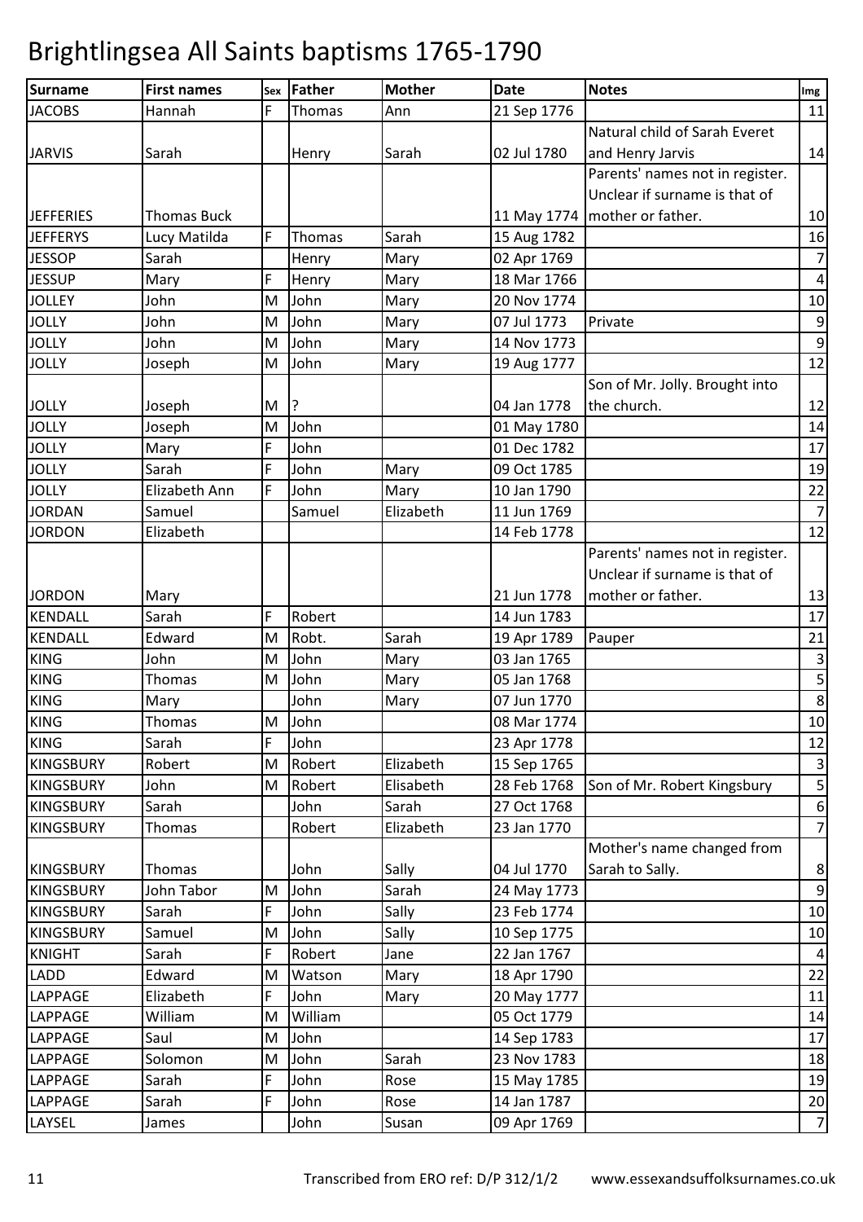# Brightlingsea All Saints baptisms 1765-1790

| Surname | First names | Sex | Father | Mother | Date | Notes | Img |
|---|---|---|---|---|---|---|---|
| JACOBS | Hannah | F | Thomas | Ann | 21 Sep 1776 | | 11 |
| JARVIS | Sarah | | Henry | Sarah | 02 Jul 1780 | Natural child of Sarah Everet and Henry Jarvis | 14 |
| JEFFERIES | Thomas Buck | | | | 11 May 1774 | Parents' names not in register. Unclear if surname is that of mother or father. | 10 |
| JEFFERYS | Lucy Matilda | F | Thomas | Sarah | 15 Aug 1782 | | 16 |
| JESSOP | Sarah | | Henry | Mary | 02 Apr 1769 | | 7 |
| JESSUP | Mary | F | Henry | Mary | 18 Mar 1766 | | 4 |
| JOLLEY | John | M | John | Mary | 20 Nov 1774 | | 10 |
| JOLLY | John | M | John | Mary | 07 Jul 1773 | Private | 9 |
| JOLLY | John | M | John | Mary | 14 Nov 1773 | | 9 |
| JOLLY | Joseph | M | John | Mary | 19 Aug 1777 | | 12 |
| JOLLY | Joseph | M | ? | | 04 Jan 1778 | Son of Mr. Jolly. Brought into the church. | 12 |
| JOLLY | Joseph | M | John | | 01 May 1780 | | 14 |
| JOLLY | Mary | F | John | | 01 Dec 1782 | | 17 |
| JOLLY | Sarah | F | John | Mary | 09 Oct 1785 | | 19 |
| JOLLY | Elizabeth Ann | F | John | Mary | 10 Jan 1790 | | 22 |
| JORDAN | Samuel | | Samuel | Elizabeth | 11 Jun 1769 | | 7 |
| JORDON | Elizabeth | | | | 14 Feb 1778 | | 12 |
| JORDON | Mary | | | | 21 Jun 1778 | Parents' names not in register. Unclear if surname is that of mother or father. | 13 |
| KENDALL | Sarah | F | Robert | | 14 Jun 1783 | | 17 |
| KENDALL | Edward | M | Robt. | Sarah | 19 Apr 1789 | Pauper | 21 |
| KING | John | M | John | Mary | 03 Jan 1765 | | 3 |
| KING | Thomas | M | John | Mary | 05 Jan 1768 | | 5 |
| KING | Mary | | John | Mary | 07 Jun 1770 | | 8 |
| KING | Thomas | M | John | | 08 Mar 1774 | | 10 |
| KING | Sarah | F | John | | 23 Apr 1778 | | 12 |
| KINGSBURY | Robert | M | Robert | Elizabeth | 15 Sep 1765 | | 3 |
| KINGSBURY | John | M | Robert | Elisabeth | 28 Feb 1768 | Son of Mr. Robert Kingsbury | 5 |
| KINGSBURY | Sarah | | John | Sarah | 27 Oct 1768 | | 6 |
| KINGSBURY | Thomas | | Robert | Elizabeth | 23 Jan 1770 | | 7 |
| KINGSBURY | Thomas | | John | Sally | 04 Jul 1770 | Mother's name changed from Sarah to Sally. | 8 |
| KINGSBURY | John Tabor | M | John | Sarah | 24 May 1773 | | 9 |
| KINGSBURY | Sarah | F | John | Sally | 23 Feb 1774 | | 10 |
| KINGSBURY | Samuel | M | John | Sally | 10 Sep 1775 | | 10 |
| KNIGHT | Sarah | F | Robert | Jane | 22 Jan 1767 | | 4 |
| LADD | Edward | M | Watson | Mary | 18 Apr 1790 | | 22 |
| LAPPAGE | Elizabeth | F | John | Mary | 20 May 1777 | | 11 |
| LAPPAGE | William | M | William | | 05 Oct 1779 | | 14 |
| LAPPAGE | Saul | M | John | | 14 Sep 1783 | | 17 |
| LAPPAGE | Solomon | M | John | Sarah | 23 Nov 1783 | | 18 |
| LAPPAGE | Sarah | F | John | Rose | 15 May 1785 | | 19 |
| LAPPAGE | Sarah | F | John | Rose | 14 Jan 1787 | | 20 |
| LAYSEL | James | | John | Susan | 09 Apr 1769 | | 7 |

Transcribed from ERO ref: D/P 312/1/2 www.essexandsuffolksurnames.co.uk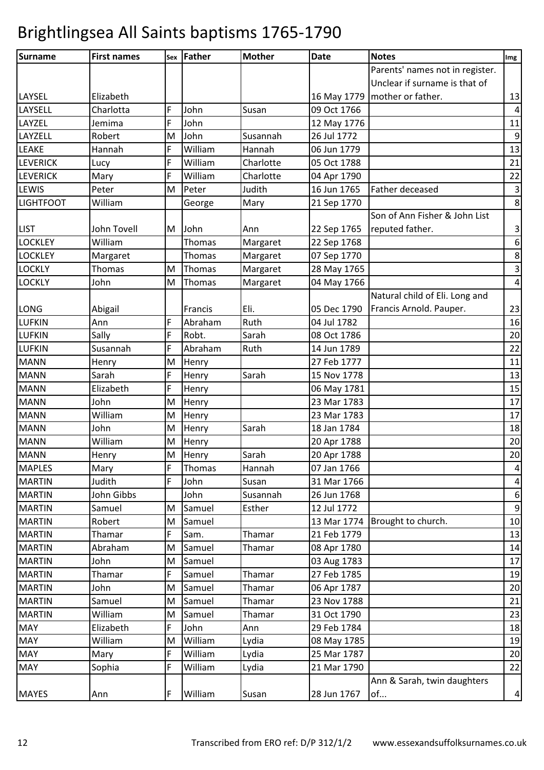# Brightlingsea All Saints baptisms 1765-1790

| Surname | First names | Sex | Father | Mother | Date | Notes | Img |
|---|---|---|---|---|---|---|---|
| LAYSEL | Elizabeth | | | | 16 May 1779 | Parents' names not in register. Unclear if surname is that of mother or father. | 13 |
| LAYSELL | Charlotta | F | John | Susan | 09 Oct 1766 | | 4 |
| LAYZEL | Jemima | F | John | | 12 May 1776 | | 11 |
| LAYZELL | Robert | M | John | Susannah | 26 Jul 1772 | | 9 |
| LEAKE | Hannah | F | William | Hannah | 06 Jun 1779 | | 13 |
| LEVERICK | Lucy | F | William | Charlotte | 05 Oct 1788 | | 21 |
| LEVERICK | Mary | F | William | Charlotte | 04 Apr 1790 | | 22 |
| LEWIS | Peter | M | Peter | Judith | 16 Jun 1765 | Father deceased | 3 |
| LIGHTFOOT | William | | George | Mary | 21 Sep 1770 | | 8 |
| LIST | John Tovell | M | John | Ann | 22 Sep 1765 | Son of Ann Fisher & John List reputed father. | 3 |
| LOCKLEY | William | | Thomas | Margaret | 22 Sep 1768 | | 6 |
| LOCKLEY | Margaret | | Thomas | Margaret | 07 Sep 1770 | | 8 |
| LOCKLY | Thomas | M | Thomas | Margaret | 28 May 1765 | | 3 |
| LOCKLY | John | M | Thomas | Margaret | 04 May 1766 | | 4 |
| LONG | Abigail | | Francis | Eli. | 05 Dec 1790 | Natural child of Eli. Long and Francis Arnold. Pauper. | 23 |
| LUFKIN | Ann | F | Abraham | Ruth | 04 Jul 1782 | | 16 |
| LUFKIN | Sally | F | Robt. | Sarah | 08 Oct 1786 | | 20 |
| LUFKIN | Susannah | F | Abraham | Ruth | 14 Jun 1789 | | 22 |
| MANN | Henry | M | Henry | | 27 Feb 1777 | | 11 |
| MANN | Sarah | F | Henry | Sarah | 15 Nov 1778 | | 13 |
| MANN | Elizabeth | F | Henry | | 06 May 1781 | | 15 |
| MANN | John | M | Henry | | 23 Mar 1783 | | 17 |
| MANN | William | M | Henry | | 23 Mar 1783 | | 17 |
| MANN | John | M | Henry | Sarah | 18 Jan 1784 | | 18 |
| MANN | William | M | Henry | | 20 Apr 1788 | | 20 |
| MANN | Henry | M | Henry | Sarah | 20 Apr 1788 | | 20 |
| MAPLES | Mary | F | Thomas | Hannah | 07 Jan 1766 | | 4 |
| MARTIN | Judith | F | John | Susan | 31 Mar 1766 | | 4 |
| MARTIN | John Gibbs | | John | Susannah | 26 Jun 1768 | | 6 |
| MARTIN | Samuel | M | Samuel | Esther | 12 Jul 1772 | | 9 |
| MARTIN | Robert | M | Samuel | | 13 Mar 1774 | Brought to church. | 10 |
| MARTIN | Thamar | F | Sam. | Thamar | 21 Feb 1779 | | 13 |
| MARTIN | Abraham | M | Samuel | Thamar | 08 Apr 1780 | | 14 |
| MARTIN | John | M | Samuel | | 03 Aug 1783 | | 17 |
| MARTIN | Thamar | F | Samuel | Thamar | 27 Feb 1785 | | 19 |
| MARTIN | John | M | Samuel | Thamar | 06 Apr 1787 | | 20 |
| MARTIN | Samuel | M | Samuel | Thamar | 23 Nov 1788 | | 21 |
| MARTIN | William | M | Samuel | Thamar | 31 Oct 1790 | | 23 |
| MAY | Elizabeth | F | John | Ann | 29 Feb 1784 | | 18 |
| MAY | William | M | William | Lydia | 08 May 1785 | | 19 |
| MAY | Mary | F | William | Lydia | 25 Mar 1787 | | 20 |
| MAY | Sophia | F | William | Lydia | 21 Mar 1790 | | 22 |
| MAYES | Ann | F | William | Susan | 28 Jun 1767 | Ann & Sarah, twin daughters of... | 4 |

Transcribed from ERO ref: D/P 312/1/2 www.essexandsuffolksurnames.co.uk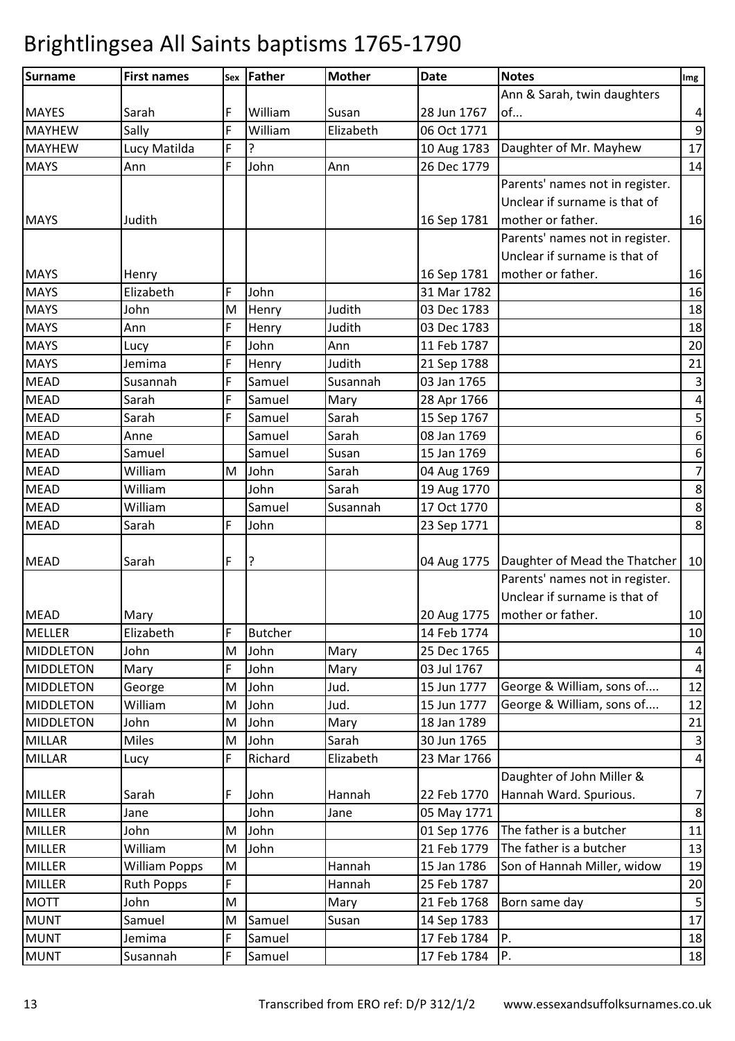# Brightlingsea All Saints baptisms 1765-1790

| Surname | First names | Sex | Father | Mother | Date | Notes | Img |
|---|---|---|---|---|---|---|---|
| MAYES | Sarah | F | William | Susan | 28 Jun 1767 | Ann & Sarah, twin daughters of... | 4 |
| MAYHEW | Sally | F | William | Elizabeth | 06 Oct 1771 | | 9 |
| MAYHEW | Lucy Matilda | F | ? | | 10 Aug 1783 | Daughter of Mr. Mayhew | 17 |
| MAYS | Ann | F | John | Ann | 26 Dec 1779 | | 14 |
| MAYS | Judith | | | | 16 Sep 1781 | Parents' names not in register. Unclear if surname is that of mother or father. | 16 |
| MAYS | Henry | | | | 16 Sep 1781 | Parents' names not in register. Unclear if surname is that of mother or father. | 16 |
| MAYS | Elizabeth | F | John | | 31 Mar 1782 | | 16 |
| MAYS | John | M | Henry | Judith | 03 Dec 1783 | | 18 |
| MAYS | Ann | F | Henry | Judith | 03 Dec 1783 | | 18 |
| MAYS | Lucy | F | John | Ann | 11 Feb 1787 | | 20 |
| MAYS | Jemima | F | Henry | Judith | 21 Sep 1788 | | 21 |
| MEAD | Susannah | F | Samuel | Susannah | 03 Jan 1765 | | 3 |
| MEAD | Sarah | F | Samuel | Mary | 28 Apr 1766 | | 4 |
| MEAD | Sarah | F | Samuel | Sarah | 15 Sep 1767 | | 5 |
| MEAD | Anne | | Samuel | Sarah | 08 Jan 1769 | | 6 |
| MEAD | Samuel | | Samuel | Susan | 15 Jan 1769 | | 6 |
| MEAD | William | M | John | Sarah | 04 Aug 1769 | | 7 |
| MEAD | William | | John | Sarah | 19 Aug 1770 | | 8 |
| MEAD | William | | Samuel | Susannah | 17 Oct 1770 | | 8 |
| MEAD | Sarah | F | John | | 23 Sep 1771 | | 8 |
| MEAD | Sarah | F | ? | | 04 Aug 1775 | Daughter of Mead the Thatcher | 10 |
| MEAD | Mary | | | | 20 Aug 1775 | Parents' names not in register. Unclear if surname is that of mother or father. | 10 |
| MELLER | Elizabeth | F | Butcher | | 14 Feb 1774 | | 10 |
| MIDDLETON | John | M | John | Mary | 25 Dec 1765 | | 4 |
| MIDDLETON | Mary | F | John | Mary | 03 Jul 1767 | | 4 |
| MIDDLETON | George | M | John | Jud. | 15 Jun 1777 | George & William, sons of.... | 12 |
| MIDDLETON | William | M | John | Jud. | 15 Jun 1777 | George & William, sons of.... | 12 |
| MIDDLETON | John | M | John | Mary | 18 Jan 1789 | | 21 |
| MILLAR | Miles | M | John | Sarah | 30 Jun 1765 | | 3 |
| MILLAR | Lucy | F | Richard | Elizabeth | 23 Mar 1766 | | 4 |
| MILLER | Sarah | F | John | Hannah | 22 Feb 1770 | Daughter of John Miller & Hannah Ward. Spurious. | 7 |
| MILLER | Jane | | John | Jane | 05 May 1771 | | 8 |
| MILLER | John | M | John | | 01 Sep 1776 | The father is a butcher | 11 |
| MILLER | William | M | John | | 21 Feb 1779 | The father is a butcher | 13 |
| MILLER | William Popps | M | | Hannah | 15 Jan 1786 | Son of Hannah Miller, widow | 19 |
| MILLER | Ruth Popps | F | | Hannah | 25 Feb 1787 | | 20 |
| MOTT | John | M | | Mary | 21 Feb 1768 | Born same day | 5 |
| MUNT | Samuel | M | Samuel | Susan | 14 Sep 1783 | | 17 |
| MUNT | Jemima | F | Samuel | | 17 Feb 1784 | P. | 18 |
| MUNT | Susannah | F | Samuel | | 17 Feb 1784 | P. | 18 |

Transcribed from ERO ref: D/P 312/1/2 www.essexandsuffolksurnames.co.uk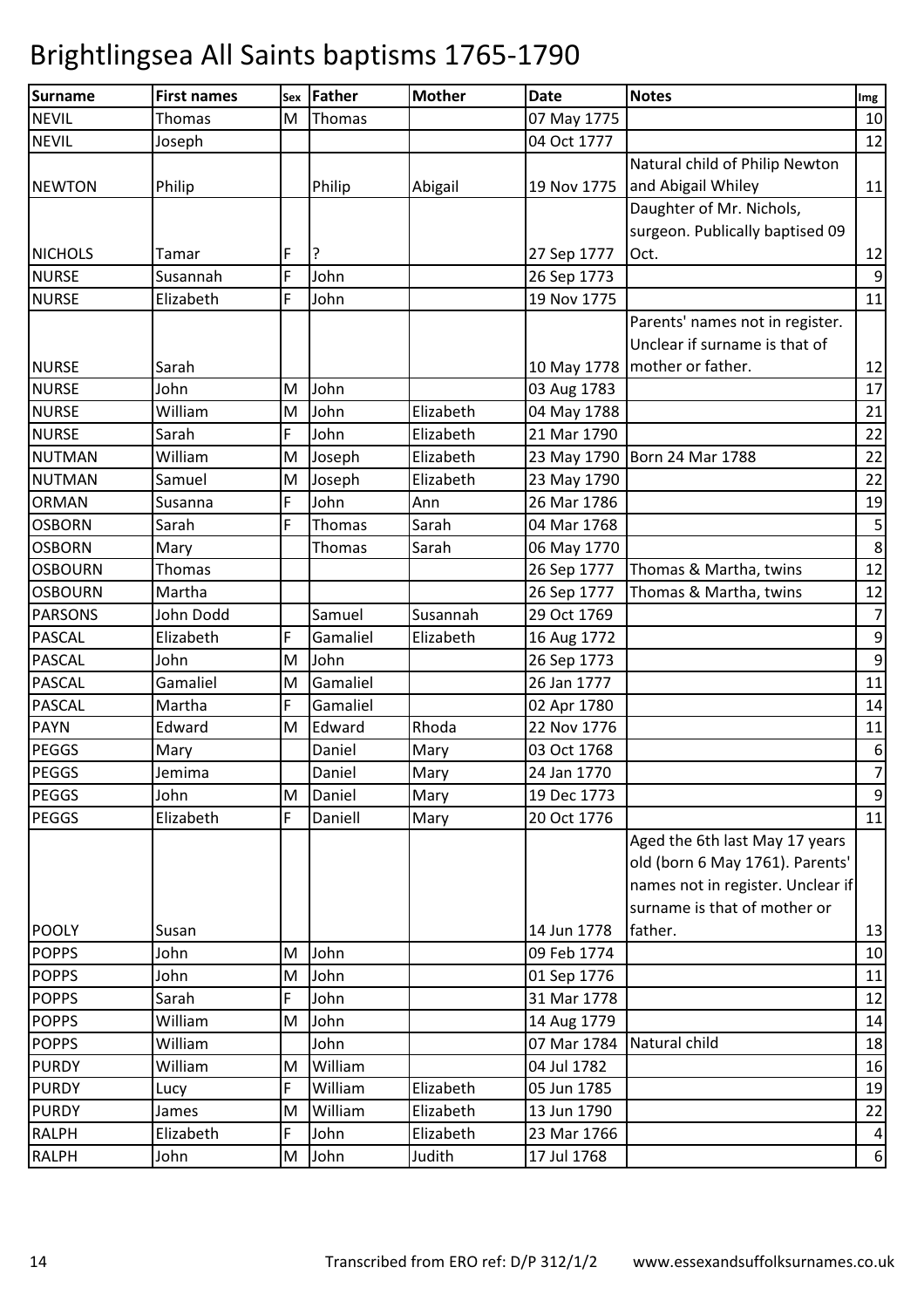# Brightlingsea All Saints baptisms 1765-1790

| Surname | First names | Sex | Father | Mother | Date | Notes | Img |
|---|---|---|---|---|---|---|---|
| NEVIL | Thomas | M | Thomas | | 07 May 1775 | | 10 |
| NEVIL | Joseph | | | | 04 Oct 1777 | | 12 |
| NEWTON | Philip | | Philip | Abigail | 19 Nov 1775 | Natural child of Philip Newton and Abigail Whiley | 11 |
| NICHOLS | Tamar | F | ? | | 27 Sep 1777 | Daughter of Mr. Nichols, surgeon. Publically baptised 09 Oct. | 12 |
| NURSE | Susannah | F | John | | 26 Sep 1773 | | 9 |
| NURSE | Elizabeth | F | John | | 19 Nov 1775 | | 11 |
| NURSE | Sarah | | | | 10 May 1778 | Parents' names not in register. Unclear if surname is that of mother or father. | 12 |
| NURSE | John | M | John | | 03 Aug 1783 | | 17 |
| NURSE | William | M | John | Elizabeth | 04 May 1788 | | 21 |
| NURSE | Sarah | F | John | Elizabeth | 21 Mar 1790 | | 22 |
| NUTMAN | William | M | Joseph | Elizabeth | 23 May 1790 | Born 24 Mar 1788 | 22 |
| NUTMAN | Samuel | M | Joseph | Elizabeth | 23 May 1790 | | 22 |
| ORMAN | Susanna | F | John | Ann | 26 Mar 1786 | | 19 |
| OSBORN | Sarah | F | Thomas | Sarah | 04 Mar 1768 | | 5 |
| OSBORN | Mary | | Thomas | Sarah | 06 May 1770 | | 8 |
| OSBOURN | Thomas | | | | 26 Sep 1777 | Thomas & Martha, twins | 12 |
| OSBOURN | Martha | | | | 26 Sep 1777 | Thomas & Martha, twins | 12 |
| PARSONS | John Dodd | | Samuel | Susannah | 29 Oct 1769 | | 7 |
| PASCAL | Elizabeth | F | Gamaliel | Elizabeth | 16 Aug 1772 | | 9 |
| PASCAL | John | M | John | | 26 Sep 1773 | | 9 |
| PASCAL | Gamaliel | M | Gamaliel | | 26 Jan 1777 | | 11 |
| PASCAL | Martha | F | Gamaliel | | 02 Apr 1780 | | 14 |
| PAYN | Edward | M | Edward | Rhoda | 22 Nov 1776 | | 11 |
| PEGGS | Mary | | Daniel | Mary | 03 Oct 1768 | | 6 |
| PEGGS | Jemima | | Daniel | Mary | 24 Jan 1770 | | 7 |
| PEGGS | John | M | Daniel | Mary | 19 Dec 1773 | | 9 |
| PEGGS | Elizabeth | F | Daniell | Mary | 20 Oct 1776 | | 11 |
| POOLY | Susan | | | | 14 Jun 1778 | Aged the 6th last May 17 years old (born 6 May 1761). Parents' names not in register. Unclear if surname is that of mother or father. | 13 |
| POPPS | John | M | John | | 09 Feb 1774 | | 10 |
| POPPS | John | M | John | | 01 Sep 1776 | | 11 |
| POPPS | Sarah | F | John | | 31 Mar 1778 | | 12 |
| POPPS | William | M | John | | 14 Aug 1779 | | 14 |
| POPPS | William | | John | | 07 Mar 1784 | Natural child | 18 |
| PURDY | William | M | William | | 04 Jul 1782 | | 16 |
| PURDY | Lucy | F | William | Elizabeth | 05 Jun 1785 | | 19 |
| PURDY | James | M | William | Elizabeth | 13 Jun 1790 | | 22 |
| RALPH | Elizabeth | F | John | Elizabeth | 23 Mar 1766 | | 4 |
| RALPH | John | M | John | Judith | 17 Jul 1768 | | 6 |

Transcribed from ERO ref: D/P 312/1/2 www.essexandsuffolksurnames.co.uk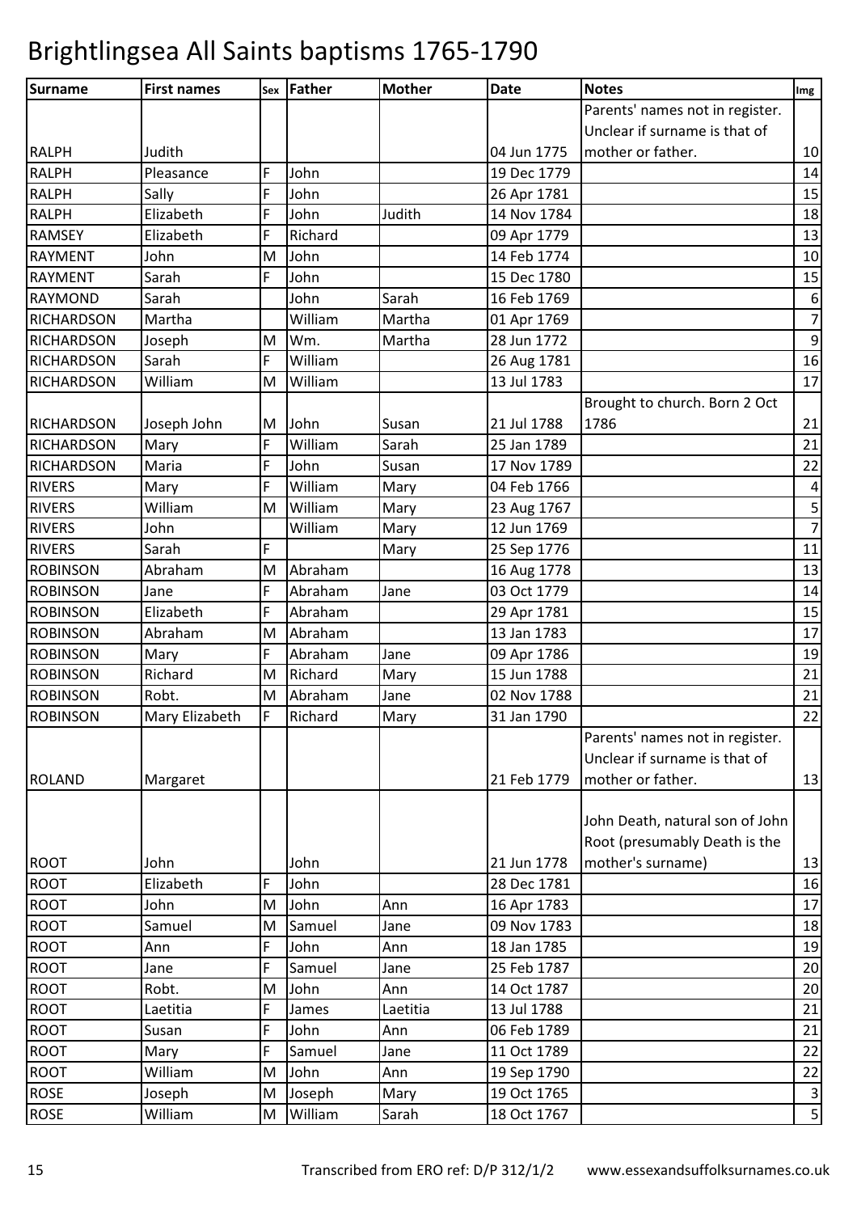# Brightlingsea All Saints baptisms 1765-1790

| Surname | First names | Sex | Father | Mother | Date | Notes | Img |
|---|---|---|---|---|---|---|---|
| RALPH | Judith | | | | 04 Jun 1775 | Parents' names not in register. Unclear if surname is that of mother or father. | 10 |
| RALPH | Pleasance | F | John | | 19 Dec 1779 | | 14 |
| RALPH | Sally | F | John | | 26 Apr 1781 | | 15 |
| RALPH | Elizabeth | F | John | Judith | 14 Nov 1784 | | 18 |
| RAMSEY | Elizabeth | F | Richard | | 09 Apr 1779 | | 13 |
| RAYMENT | John | M | John | | 14 Feb 1774 | | 10 |
| RAYMENT | Sarah | F | John | | 15 Dec 1780 | | 15 |
| RAYMOND | Sarah | | John | Sarah | 16 Feb 1769 | | 6 |
| RICHARDSON | Martha | | William | Martha | 01 Apr 1769 | | 7 |
| RICHARDSON | Joseph | M | Wm. | Martha | 28 Jun 1772 | | 9 |
| RICHARDSON | Sarah | F | William | | 26 Aug 1781 | | 16 |
| RICHARDSON | William | M | William | | 13 Jul 1783 | | 17 |
| RICHARDSON | Joseph John | M | John | Susan | 21 Jul 1788 | Brought to church. Born 2 Oct 1786 | 21 |
| RICHARDSON | Mary | F | William | Sarah | 25 Jan 1789 | | 21 |
| RICHARDSON | Maria | F | John | Susan | 17 Nov 1789 | | 22 |
| RIVERS | Mary | F | William | Mary | 04 Feb 1766 | | 4 |
| RIVERS | William | M | William | Mary | 23 Aug 1767 | | 5 |
| RIVERS | John | | William | Mary | 12 Jun 1769 | | 7 |
| RIVERS | Sarah | F | | Mary | 25 Sep 1776 | | 11 |
| ROBINSON | Abraham | M | Abraham | | 16 Aug 1778 | | 13 |
| ROBINSON | Jane | F | Abraham | Jane | 03 Oct 1779 | | 14 |
| ROBINSON | Elizabeth | F | Abraham | | 29 Apr 1781 | | 15 |
| ROBINSON | Abraham | M | Abraham | | 13 Jan 1783 | | 17 |
| ROBINSON | Mary | F | Abraham | Jane | 09 Apr 1786 | | 19 |
| ROBINSON | Richard | M | Richard | Mary | 15 Jun 1788 | | 21 |
| ROBINSON | Robt. | M | Abraham | Jane | 02 Nov 1788 | | 21 |
| ROBINSON | Mary Elizabeth | F | Richard | Mary | 31 Jan 1790 | | 22 |
| ROLAND | Margaret | | | | 21 Feb 1779 | Parents' names not in register. Unclear if surname is that of mother or father. | 13 |
| ROOT | John | | John | | 21 Jun 1778 | John Death, natural son of John Root (presumably Death is the mother's surname) | 13 |
| ROOT | Elizabeth | F | John | | 28 Dec 1781 | | 16 |
| ROOT | John | M | John | Ann | 16 Apr 1783 | | 17 |
| ROOT | Samuel | M | Samuel | Jane | 09 Nov 1783 | | 18 |
| ROOT | Ann | F | John | Ann | 18 Jan 1785 | | 19 |
| ROOT | Jane | F | Samuel | Jane | 25 Feb 1787 | | 20 |
| ROOT | Robt. | M | John | Ann | 14 Oct 1787 | | 20 |
| ROOT | Laetitia | F | James | Laetitia | 13 Jul 1788 | | 21 |
| ROOT | Susan | F | John | Ann | 06 Feb 1789 | | 21 |
| ROOT | Mary | F | Samuel | Jane | 11 Oct 1789 | | 22 |
| ROOT | William | M | John | Ann | 19 Sep 1790 | | 22 |
| ROSE | Joseph | M | Joseph | Mary | 19 Oct 1765 | | 3 |
| ROSE | William | M | William | Sarah | 18 Oct 1767 | | 5 |

Transcribed from ERO ref: D/P 312/1/2    www.essexandsuffolksurnames.co.uk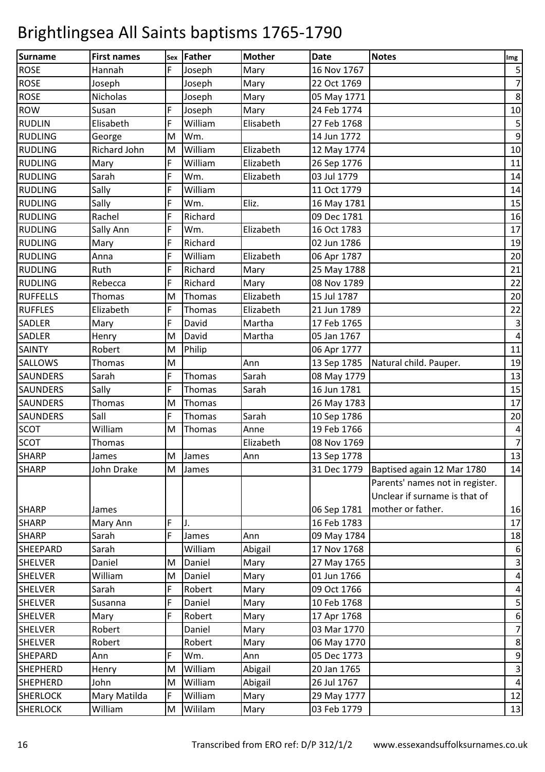# Brightlingsea All Saints baptisms 1765-1790

| Surname | First names | Sex | Father | Mother | Date | Notes | Img |
|---|---|---|---|---|---|---|---|
| ROSE | Hannah | F | Joseph | Mary | 16 Nov 1767 | | 5 |
| ROSE | Joseph | | Joseph | Mary | 22 Oct 1769 | | 7 |
| ROSE | Nicholas | | Joseph | Mary | 05 May 1771 | | 8 |
| ROW | Susan | F | Joseph | Mary | 24 Feb 1774 | | 10 |
| RUDLIN | Elisabeth | F | William | Elisabeth | 27 Feb 1768 | | 5 |
| RUDLING | George | M | Wm. | | 14 Jun 1772 | | 9 |
| RUDLING | Richard John | M | William | Elizabeth | 12 May 1774 | | 10 |
| RUDLING | Mary | F | William | Elizabeth | 26 Sep 1776 | | 11 |
| RUDLING | Sarah | F | Wm. | Elizabeth | 03 Jul 1779 | | 14 |
| RUDLING | Sally | F | William | | 11 Oct 1779 | | 14 |
| RUDLING | Sally | F | Wm. | Eliz. | 16 May 1781 | | 15 |
| RUDLING | Rachel | F | Richard | | 09 Dec 1781 | | 16 |
| RUDLING | Sally Ann | F | Wm. | Elizabeth | 16 Oct 1783 | | 17 |
| RUDLING | Mary | F | Richard | | 02 Jun 1786 | | 19 |
| RUDLING | Anna | F | William | Elizabeth | 06 Apr 1787 | | 20 |
| RUDLING | Ruth | F | Richard | Mary | 25 May 1788 | | 21 |
| RUDLING | Rebecca | F | Richard | Mary | 08 Nov 1789 | | 22 |
| RUFFELLS | Thomas | M | Thomas | Elizabeth | 15 Jul 1787 | | 20 |
| RUFFLES | Elizabeth | F | Thomas | Elizabeth | 21 Jun 1789 | | 22 |
| SADLER | Mary | F | David | Martha | 17 Feb 1765 | | 3 |
| SADLER | Henry | M | David | Martha | 05 Jan 1767 | | 4 |
| SAINTY | Robert | M | Philip | | 06 Apr 1777 | | 11 |
| SALLOWS | Thomas | M | | Ann | 13 Sep 1785 | Natural child. Pauper. | 19 |
| SAUNDERS | Sarah | F | Thomas | Sarah | 08 May 1779 | | 13 |
| SAUNDERS | Sally | F | Thomas | Sarah | 16 Jun 1781 | | 15 |
| SAUNDERS | Thomas | M | Thomas | | 26 May 1783 | | 17 |
| SAUNDERS | Sall | F | Thomas | Sarah | 10 Sep 1786 | | 20 |
| SCOT | William | M | Thomas | Anne | 19 Feb 1766 | | 4 |
| SCOT | Thomas | | | Elizabeth | 08 Nov 1769 | | 7 |
| SHARP | James | M | James | Ann | 13 Sep 1778 | | 13 |
| SHARP | John Drake | M | James | | 31 Dec 1779 | Baptised again 12 Mar 1780 | 14 |
| SHARP | James | | | | 06 Sep 1781 | Parents' names not in register. Unclear if surname is that of mother or father. | 16 |
| SHARP | Mary Ann | F | J. | | 16 Feb 1783 | | 17 |
| SHARP | Sarah | F | James | Ann | 09 May 1784 | | 18 |
| SHEEPARD | Sarah | | William | Abigail | 17 Nov 1768 | | 6 |
| SHELVER | Daniel | M | Daniel | Mary | 27 May 1765 | | 3 |
| SHELVER | William | M | Daniel | Mary | 01 Jun 1766 | | 4 |
| SHELVER | Sarah | F | Robert | Mary | 09 Oct 1766 | | 4 |
| SHELVER | Susanna | F | Daniel | Mary | 10 Feb 1768 | | 5 |
| SHELVER | Mary | F | Robert | Mary | 17 Apr 1768 | | 6 |
| SHELVER | Robert | | Daniel | Mary | 03 Mar 1770 | | 7 |
| SHELVER | Robert | | Robert | Mary | 06 May 1770 | | 8 |
| SHEPARD | Ann | F | Wm. | Ann | 05 Dec 1773 | | 9 |
| SHEPHERD | Henry | M | William | Abigail | 20 Jan 1765 | | 3 |
| SHEPHERD | John | M | William | Abigail | 26 Jul 1767 | | 4 |
| SHERLOCK | Mary Matilda | F | William | Mary | 29 May 1777 | | 12 |
| SHERLOCK | William | M | Wililam | Mary | 03 Feb 1779 | | 13 |

Transcribed from ERO ref: D/P 312/1/2 www.essexandsuffolksurnames.co.uk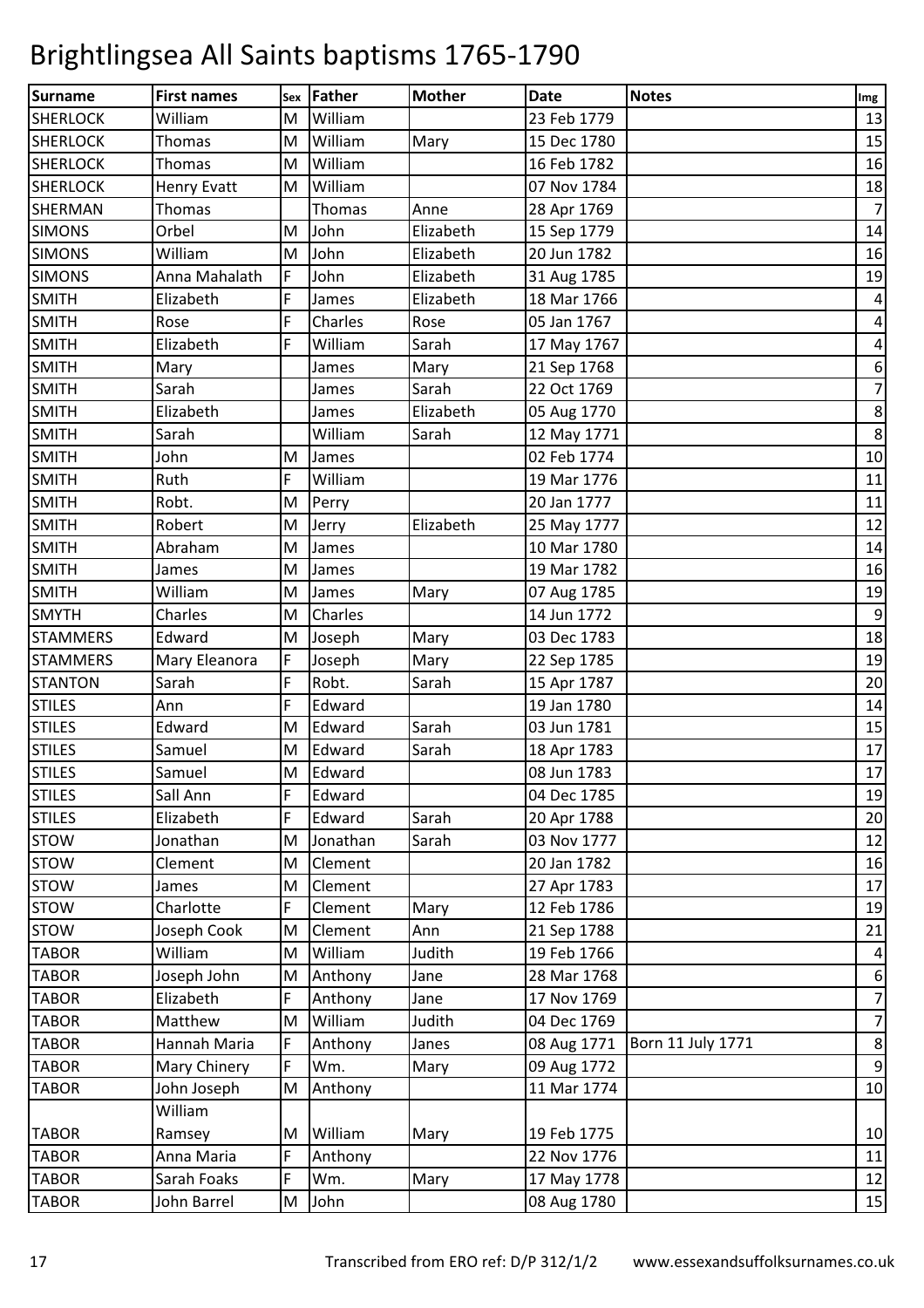# Brightlingsea All Saints baptisms 1765-1790

| Surname | First names | Sex | Father | Mother | Date | Notes | Img |
|---|---|---|---|---|---|---|---|
| SHERLOCK | William | M | William | | 23 Feb 1779 | | 13 |
| SHERLOCK | Thomas | M | William | Mary | 15 Dec 1780 | | 15 |
| SHERLOCK | Thomas | M | William | | 16 Feb 1782 | | 16 |
| SHERLOCK | Henry Evatt | M | William | | 07 Nov 1784 | | 18 |
| SHERMAN | Thomas | | Thomas | Anne | 28 Apr 1769 | | 7 |
| SIMONS | Orbel | M | John | Elizabeth | 15 Sep 1779 | | 14 |
| SIMONS | William | M | John | Elizabeth | 20 Jun 1782 | | 16 |
| SIMONS | Anna Mahalath | F | John | Elizabeth | 31 Aug 1785 | | 19 |
| SMITH | Elizabeth | F | James | Elizabeth | 18 Mar 1766 | | 4 |
| SMITH | Rose | F | Charles | Rose | 05 Jan 1767 | | 4 |
| SMITH | Elizabeth | F | William | Sarah | 17 May 1767 | | 4 |
| SMITH | Mary | | James | Mary | 21 Sep 1768 | | 6 |
| SMITH | Sarah | | James | Sarah | 22 Oct 1769 | | 7 |
| SMITH | Elizabeth | | James | Elizabeth | 05 Aug 1770 | | 8 |
| SMITH | Sarah | | William | Sarah | 12 May 1771 | | 8 |
| SMITH | John | M | James | | 02 Feb 1774 | | 10 |
| SMITH | Ruth | F | William | | 19 Mar 1776 | | 11 |
| SMITH | Robt. | M | Perry | | 20 Jan 1777 | | 11 |
| SMITH | Robert | M | Jerry | Elizabeth | 25 May 1777 | | 12 |
| SMITH | Abraham | M | James | | 10 Mar 1780 | | 14 |
| SMITH | James | M | James | | 19 Mar 1782 | | 16 |
| SMITH | William | M | James | Mary | 07 Aug 1785 | | 19 |
| SMYTH | Charles | M | Charles | | 14 Jun 1772 | | 9 |
| STAMMERS | Edward | M | Joseph | Mary | 03 Dec 1783 | | 18 |
| STAMMERS | Mary Eleanora | F | Joseph | Mary | 22 Sep 1785 | | 19 |
| STANTON | Sarah | F | Robt. | Sarah | 15 Apr 1787 | | 20 |
| STILES | Ann | F | Edward | | 19 Jan 1780 | | 14 |
| STILES | Edward | M | Edward | Sarah | 03 Jun 1781 | | 15 |
| STILES | Samuel | M | Edward | Sarah | 18 Apr 1783 | | 17 |
| STILES | Samuel | M | Edward | | 08 Jun 1783 | | 17 |
| STILES | Sall Ann | F | Edward | | 04 Dec 1785 | | 19 |
| STILES | Elizabeth | F | Edward | Sarah | 20 Apr 1788 | | 20 |
| STOW | Jonathan | M | Jonathan | Sarah | 03 Nov 1777 | | 12 |
| STOW | Clement | M | Clement | | 20 Jan 1782 | | 16 |
| STOW | James | M | Clement | | 27 Apr 1783 | | 17 |
| STOW | Charlotte | F | Clement | Mary | 12 Feb 1786 | | 19 |
| STOW | Joseph Cook | M | Clement | Ann | 21 Sep 1788 | | 21 |
| TABOR | William | M | William | Judith | 19 Feb 1766 | | 4 |
| TABOR | Joseph John | M | Anthony | Jane | 28 Mar 1768 | | 6 |
| TABOR | Elizabeth | F | Anthony | Jane | 17 Nov 1769 | | 7 |
| TABOR | Matthew | M | William | Judith | 04 Dec 1769 | | 7 |
| TABOR | Hannah Maria | F | Anthony | Janes | 08 Aug 1771 | Born 11 July 1771 | 8 |
| TABOR | Mary Chinery | F | Wm. | Mary | 09 Aug 1772 | | 9 |
| TABOR | John Joseph | M | Anthony | | 11 Mar 1774 | | 10 |
| TABOR | William Ramsey | M | William | Mary | 19 Feb 1775 | | 10 |
| TABOR | Anna Maria | F | Anthony | | 22 Nov 1776 | | 11 |
| TABOR | Sarah Foaks | F | Wm. | Mary | 17 May 1778 | | 12 |
| TABOR | John Barrel | M | John | | 08 Aug 1780 | | 15 |

Transcribed from ERO ref: D/P 312/1/2 www.essexandsuffolksurnames.co.uk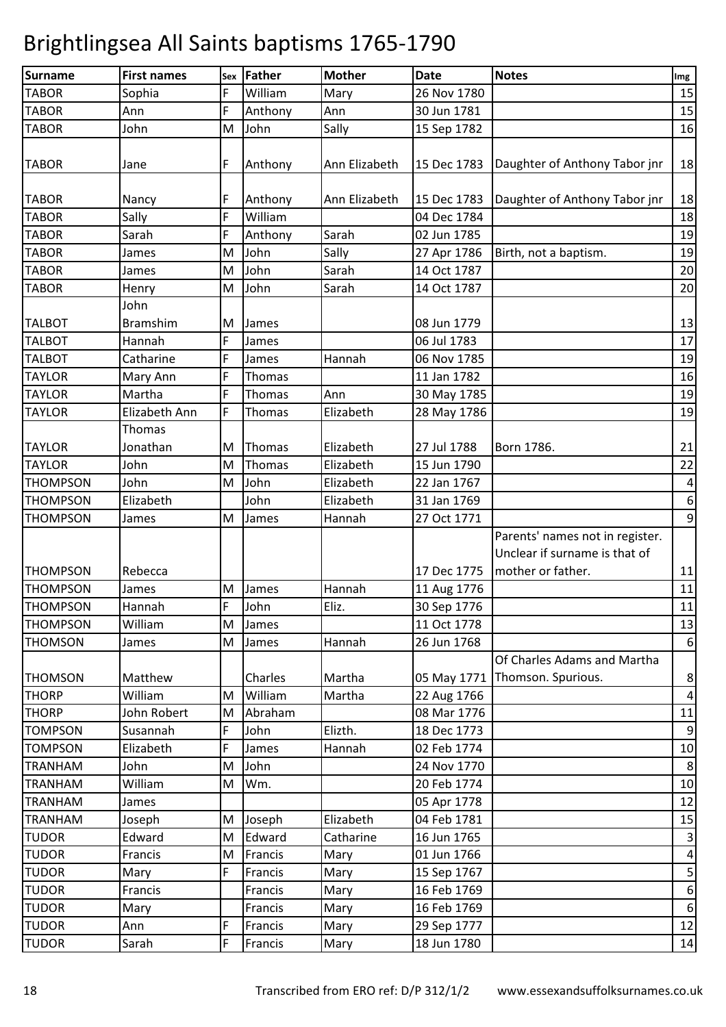# Brightlingsea All Saints baptisms 1765-1790

| Surname | First names | Sex | Father | Mother | Date | Notes | Img |
|---|---|---|---|---|---|---|---|
| TABOR | Sophia | F | William | Mary | 26 Nov 1780 | | 15 |
| TABOR | Ann | F | Anthony | Ann | 30 Jun 1781 | | 15 |
| TABOR | John | M | John | Sally | 15 Sep 1782 | | 16 |
| TABOR | Jane | F | Anthony | Ann Elizabeth | 15 Dec 1783 | Daughter of Anthony Tabor jnr | 18 |
| TABOR | Nancy | F | Anthony | Ann Elizabeth | 15 Dec 1783 | Daughter of Anthony Tabor jnr | 18 |
| TABOR | Sally | F | William | | 04 Dec 1784 | | 18 |
| TABOR | Sarah | F | Anthony | Sarah | 02 Jun 1785 | | 19 |
| TABOR | James | M | John | Sally | 27 Apr 1786 | Birth, not a baptism. | 19 |
| TABOR | James | M | John | Sarah | 14 Oct 1787 | | 20 |
| TABOR | Henry | M | John | Sarah | 14 Oct 1787 | | 20 |
| TALBOT | John Bramshim | M | James | | 08 Jun 1779 | | 13 |
| TALBOT | Hannah | F | James | | 06 Jul 1783 | | 17 |
| TALBOT | Catharine | F | James | Hannah | 06 Nov 1785 | | 19 |
| TAYLOR | Mary Ann | F | Thomas | | 11 Jan 1782 | | 16 |
| TAYLOR | Martha | F | Thomas | Ann | 30 May 1785 | | 19 |
| TAYLOR | Elizabeth Ann | F | Thomas | Elizabeth | 28 May 1786 | | 19 |
| TAYLOR | Thomas Jonathan | M | Thomas | Elizabeth | 27 Jul 1788 | Born 1786. | 21 |
| TAYLOR | John | M | Thomas | Elizabeth | 15 Jun 1790 | | 22 |
| THOMPSON | John | M | John | Elizabeth | 22 Jan 1767 | | 4 |
| THOMPSON | Elizabeth | | John | Elizabeth | 31 Jan 1769 | | 6 |
| THOMPSON | James | M | James | Hannah | 27 Oct 1771 | | 9 |
| THOMPSON | Rebecca | | | | 17 Dec 1775 | Parents' names not in register. Unclear if surname is that of mother or father. | 11 |
| THOMPSON | James | M | James | Hannah | 11 Aug 1776 | | 11 |
| THOMPSON | Hannah | F | John | Eliz. | 30 Sep 1776 | | 11 |
| THOMPSON | William | M | James | | 11 Oct 1778 | | 13 |
| THOMSON | James | M | James | Hannah | 26 Jun 1768 | | 6 |
| THOMSON | Matthew | | Charles | Martha | 05 May 1771 | Of Charles Adams and Martha Thomson. Spurious. | 8 |
| THORP | William | M | William | Martha | 22 Aug 1766 | | 4 |
| THORP | John Robert | M | Abraham | | 08 Mar 1776 | | 11 |
| TOMPSON | Susannah | F | John | Elizth. | 18 Dec 1773 | | 9 |
| TOMPSON | Elizabeth | F | James | Hannah | 02 Feb 1774 | | 10 |
| TRANHAM | John | M | John | | 24 Nov 1770 | | 8 |
| TRANHAM | William | M | Wm. | | 20 Feb 1774 | | 10 |
| TRANHAM | James | | | | 05 Apr 1778 | | 12 |
| TRANHAM | Joseph | M | Joseph | Elizabeth | 04 Feb 1781 | | 15 |
| TUDOR | Edward | M | Edward | Catharine | 16 Jun 1765 | | 3 |
| TUDOR | Francis | M | Francis | Mary | 01 Jun 1766 | | 4 |
| TUDOR | Mary | F | Francis | Mary | 15 Sep 1767 | | 5 |
| TUDOR | Francis | | Francis | Mary | 16 Feb 1769 | | 6 |
| TUDOR | Mary | | Francis | Mary | 16 Feb 1769 | | 6 |
| TUDOR | Ann | F | Francis | Mary | 29 Sep 1777 | | 12 |
| TUDOR | Sarah | F | Francis | Mary | 18 Jun 1780 | | 14 |

Transcribed from ERO ref: D/P 312/1/2 www.essexandsuffolksurnames.co.uk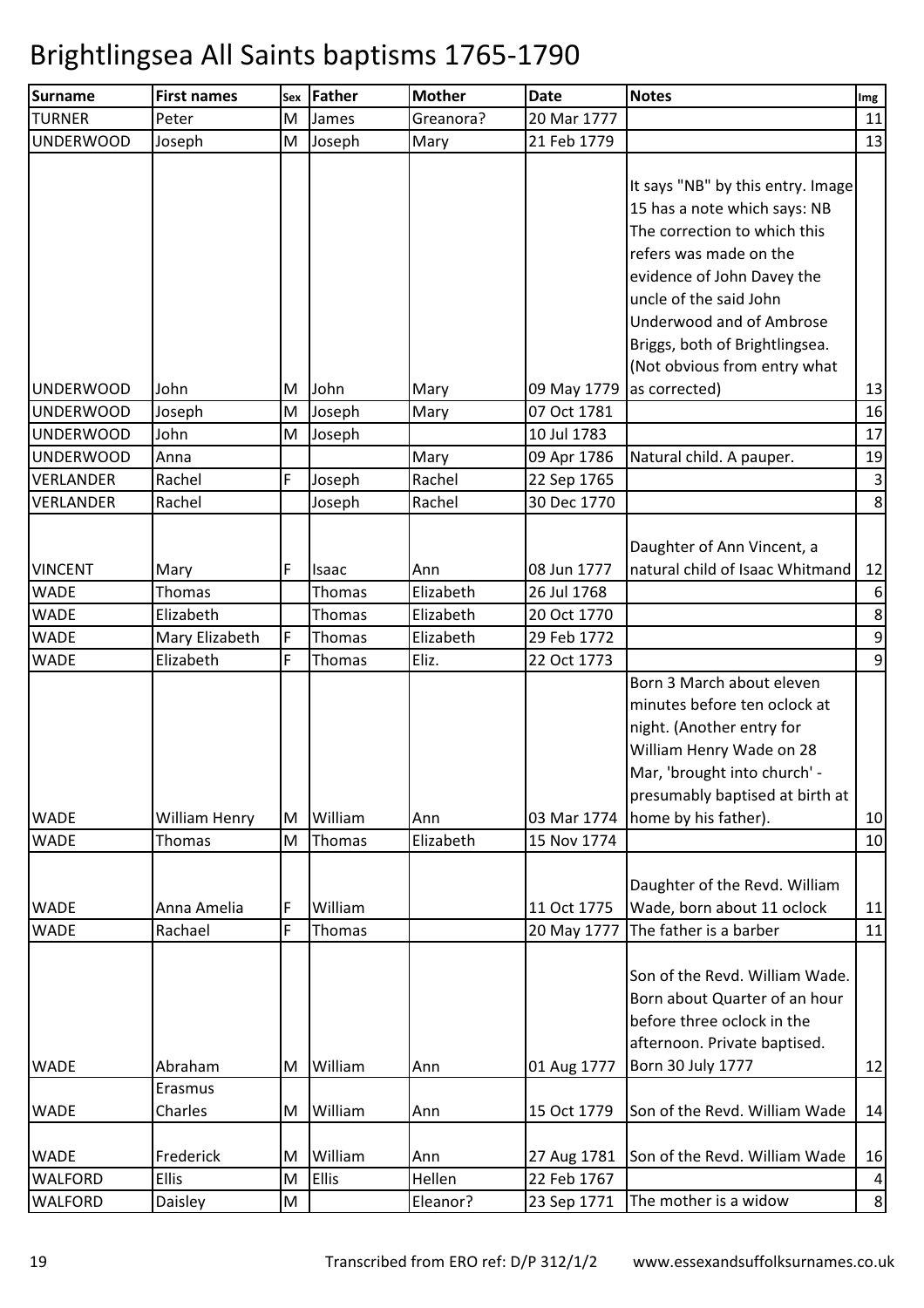# Brightlingsea All Saints baptisms 1765-1790

| Surname | First names | Sex | Father | Mother | Date | Notes | Img |
|---|---|---|---|---|---|---|---|
| TURNER | Peter | M | James | Greanora? | 20 Mar 1777 | | 11 |
| UNDERWOOD | Joseph | M | Joseph | Mary | 21 Feb 1779 | | 13 |
| UNDERWOOD | John | M | John | Mary | 09 May 1779 | It says "NB" by this entry. Image 15 has a note which says: NB The correction to which this refers was made on the evidence of John Davey the uncle of the said John Underwood and of Ambrose Briggs, both of Brightlingsea. (Not obvious from entry what as corrected) | 13 |
| UNDERWOOD | Joseph | M | Joseph | Mary | 07 Oct 1781 | | 16 |
| UNDERWOOD | John | M | Joseph | | 10 Jul 1783 | | 17 |
| UNDERWOOD | Anna | | | Mary | 09 Apr 1786 | Natural child. A pauper. | 19 |
| VERLANDER | Rachel | F | Joseph | Rachel | 22 Sep 1765 | | 3 |
| VERLANDER | Rachel | | Joseph | Rachel | 30 Dec 1770 | | 8 |
| VINCENT | Mary | F | Isaac | Ann | 08 Jun 1777 | Daughter of Ann Vincent, a natural child of Isaac Whitmand | 12 |
| WADE | Thomas | | Thomas | Elizabeth | 26 Jul 1768 | | 6 |
| WADE | Elizabeth | | Thomas | Elizabeth | 20 Oct 1770 | | 8 |
| WADE | Mary Elizabeth | F | Thomas | Elizabeth | 29 Feb 1772 | | 9 |
| WADE | Elizabeth | F | Thomas | Eliz. | 22 Oct 1773 | | 9 |
| WADE | William Henry | M | William | Ann | 03 Mar 1774 | Born 3 March about eleven minutes before ten oclock at night. (Another entry for William Henry Wade on 28 Mar, 'brought into church' - presumably baptised at birth at home by his father). | 10 |
| WADE | Thomas | M | Thomas | Elizabeth | 15 Nov 1774 | | 10 |
| WADE | Anna Amelia | F | William | | 11 Oct 1775 | Daughter of the Revd. William Wade, born about 11 oclock | 11 |
| WADE | Rachael | F | Thomas | | 20 May 1777 | The father is a barber | 11 |
| WADE | Abraham | M | William | Ann | 01 Aug 1777 | Son of the Revd. William Wade. Born about Quarter of an hour before three oclock in the afternoon. Private baptised. Born 30 July 1777 | 12 |
| WADE | Erasmus Charles | M | William | Ann | 15 Oct 1779 | Son of the Revd. William Wade | 14 |
| WADE | Frederick | M | William | Ann | 27 Aug 1781 | Son of the Revd. William Wade | 16 |
| WALFORD | Ellis | M | Ellis | Hellen | 22 Feb 1767 | | 4 |
| WALFORD | Daisley | M | | Eleanor? | 23 Sep 1771 | The mother is a widow | 8 |

Transcribed from ERO ref: D/P 312/1/2 www.essexandsuffolksurnames.co.uk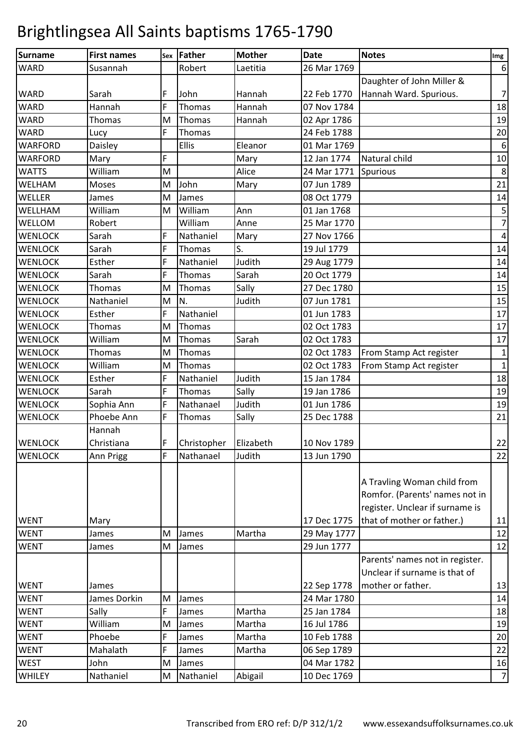# Brightlingsea All Saints baptisms 1765-1790

| Surname | First names | Sex | Father | Mother | Date | Notes | Img |
|---|---|---|---|---|---|---|---|
| WARD | Susannah | | Robert | Laetitia | 26 Mar 1769 | | 6 |
| WARD | Sarah | F | John | Hannah | 22 Feb 1770 | Daughter of John Miller & Hannah Ward. Spurious. | 7 |
| WARD | Hannah | F | Thomas | Hannah | 07 Nov 1784 | | 18 |
| WARD | Thomas | M | Thomas | Hannah | 02 Apr 1786 | | 19 |
| WARD | Lucy | F | Thomas | | 24 Feb 1788 | | 20 |
| WARFORD | Daisley | | Ellis | Eleanor | 01 Mar 1769 | | 6 |
| WARFORD | Mary | F | | Mary | 12 Jan 1774 | Natural child | 10 |
| WATTS | William | M | | Alice | 24 Mar 1771 | Spurious | 8 |
| WELHAM | Moses | M | John | Mary | 07 Jun 1789 | | 21 |
| WELLER | James | M | James | | 08 Oct 1779 | | 14 |
| WELLHAM | William | M | William | Ann | 01 Jan 1768 | | 5 |
| WELLOM | Robert | | William | Anne | 25 Mar 1770 | | 7 |
| WENLOCK | Sarah | F | Nathaniel | Mary | 27 Nov 1766 | | 4 |
| WENLOCK | Sarah | F | Thomas | S. | 19 Jul 1779 | | 14 |
| WENLOCK | Esther | F | Nathaniel | Judith | 29 Aug 1779 | | 14 |
| WENLOCK | Sarah | F | Thomas | Sarah | 20 Oct 1779 | | 14 |
| WENLOCK | Thomas | M | Thomas | Sally | 27 Dec 1780 | | 15 |
| WENLOCK | Nathaniel | M | N. | Judith | 07 Jun 1781 | | 15 |
| WENLOCK | Esther | F | Nathaniel | | 01 Jun 1783 | | 17 |
| WENLOCK | Thomas | M | Thomas | | 02 Oct 1783 | | 17 |
| WENLOCK | William | M | Thomas | Sarah | 02 Oct 1783 | | 17 |
| WENLOCK | Thomas | M | Thomas | | 02 Oct 1783 | From Stamp Act register | 1 |
| WENLOCK | William | M | Thomas | | 02 Oct 1783 | From Stamp Act register | 1 |
| WENLOCK | Esther | F | Nathaniel | Judith | 15 Jan 1784 | | 18 |
| WENLOCK | Sarah | F | Thomas | Sally | 19 Jan 1786 | | 19 |
| WENLOCK | Sophia Ann | F | Nathanael | Judith | 01 Jun 1786 | | 19 |
| WENLOCK | Phoebe Ann | F | Thomas | Sally | 25 Dec 1788 | | 21 |
| WENLOCK | Hannah Christiana | F | Christopher | Elizabeth | 10 Nov 1789 | | 22 |
| WENLOCK | Ann Prigg | F | Nathanael | Judith | 13 Jun 1790 | | 22 |
| WENT | Mary | | | | 17 Dec 1775 | A Travling Woman child from Romfor. (Parents' names not in register. Unclear if surname is that of mother or father.) | 11 |
| WENT | James | M | James | Martha | 29 May 1777 | | 12 |
| WENT | James | M | James | | 29 Jun 1777 | | 12 |
| WENT | James | | | | 22 Sep 1778 | Parents' names not in register. Unclear if surname is that of mother or father. | 13 |
| WENT | James Dorkin | M | James | | 24 Mar 1780 | | 14 |
| WENT | Sally | F | James | Martha | 25 Jan 1784 | | 18 |
| WENT | William | M | James | Martha | 16 Jul 1786 | | 19 |
| WENT | Phoebe | F | James | Martha | 10 Feb 1788 | | 20 |
| WENT | Mahalath | F | James | Martha | 06 Sep 1789 | | 22 |
| WEST | John | M | James | | 04 Mar 1782 | | 16 |
| WHILEY | Nathaniel | M | Nathaniel | Abigail | 10 Dec 1769 | | 7 |

Transcribed from ERO ref: D/P 312/1/2 www.essexandsuffolksurnames.co.uk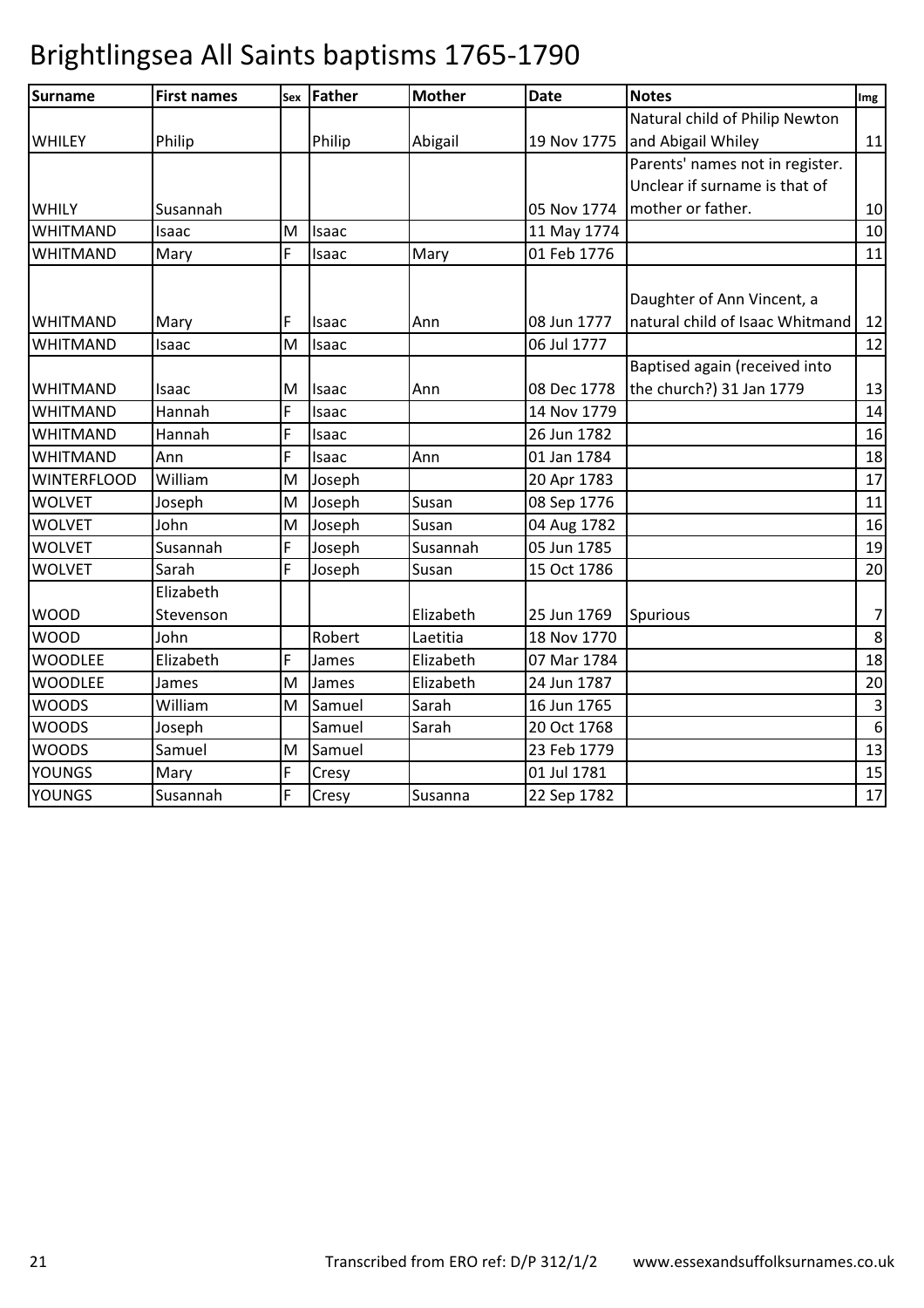# Brightlingsea All Saints baptisms 1765-1790

| Surname | First names | Sex | Father | Mother | Date | Notes | Img |
|---|---|---|---|---|---|---|---|
| WHILEY | Philip | | Philip | Abigail | 19 Nov 1775 | Natural child of Philip Newton and Abigail Whiley | 11 |
| WHILY | Susannah | | | | 05 Nov 1774 | Parents' names not in register. Unclear if surname is that of mother or father. | 10 |
| WHITMAND | Isaac | M | Isaac | | 11 May 1774 | | 10 |
| WHITMAND | Mary | F | Isaac | Mary | 01 Feb 1776 | | 11 |
| WHITMAND | Mary | F | Isaac | Ann | 08 Jun 1777 | Daughter of Ann Vincent, a natural child of Isaac Whitmand | 12 |
| WHITMAND | Isaac | M | Isaac | | 06 Jul 1777 | | 12 |
| WHITMAND | Isaac | M | Isaac | Ann | 08 Dec 1778 | Baptised again (received into the church?) 31 Jan 1779 | 13 |
| WHITMAND | Hannah | F | Isaac | | 14 Nov 1779 | | 14 |
| WHITMAND | Hannah | F | Isaac | | 26 Jun 1782 | | 16 |
| WHITMAND | Ann | F | Isaac | Ann | 01 Jan 1784 | | 18 |
| WINTERFLOOD | William | M | Joseph | | 20 Apr 1783 | | 17 |
| WOLVET | Joseph | M | Joseph | Susan | 08 Sep 1776 | | 11 |
| WOLVET | John | M | Joseph | Susan | 04 Aug 1782 | | 16 |
| WOLVET | Susannah | F | Joseph | Susannah | 05 Jun 1785 | | 19 |
| WOLVET | Sarah | F | Joseph | Susan | 15 Oct 1786 | | 20 |
| WOOD | Elizabeth Stevenson | | | Elizabeth | 25 Jun 1769 | Spurious | 7 |
| WOOD | John | | Robert | Laetitia | 18 Nov 1770 | | 8 |
| WOODLEE | Elizabeth | F | James | Elizabeth | 07 Mar 1784 | | 18 |
| WOODLEE | James | M | James | Elizabeth | 24 Jun 1787 | | 20 |
| WOODS | William | M | Samuel | Sarah | 16 Jun 1765 | | 3 |
| WOODS | Joseph | | Samuel | Sarah | 20 Oct 1768 | | 6 |
| WOODS | Samuel | M | Samuel | | 23 Feb 1779 | | 13 |
| YOUNGS | Mary | F | Cresy | | 01 Jul 1781 | | 15 |
| YOUNGS | Susannah | F | Cresy | Susanna | 22 Sep 1782 | | 17 |

Transcribed from ERO ref: D/P 312/1/2 www.essexandsuffolksurnames.co.uk